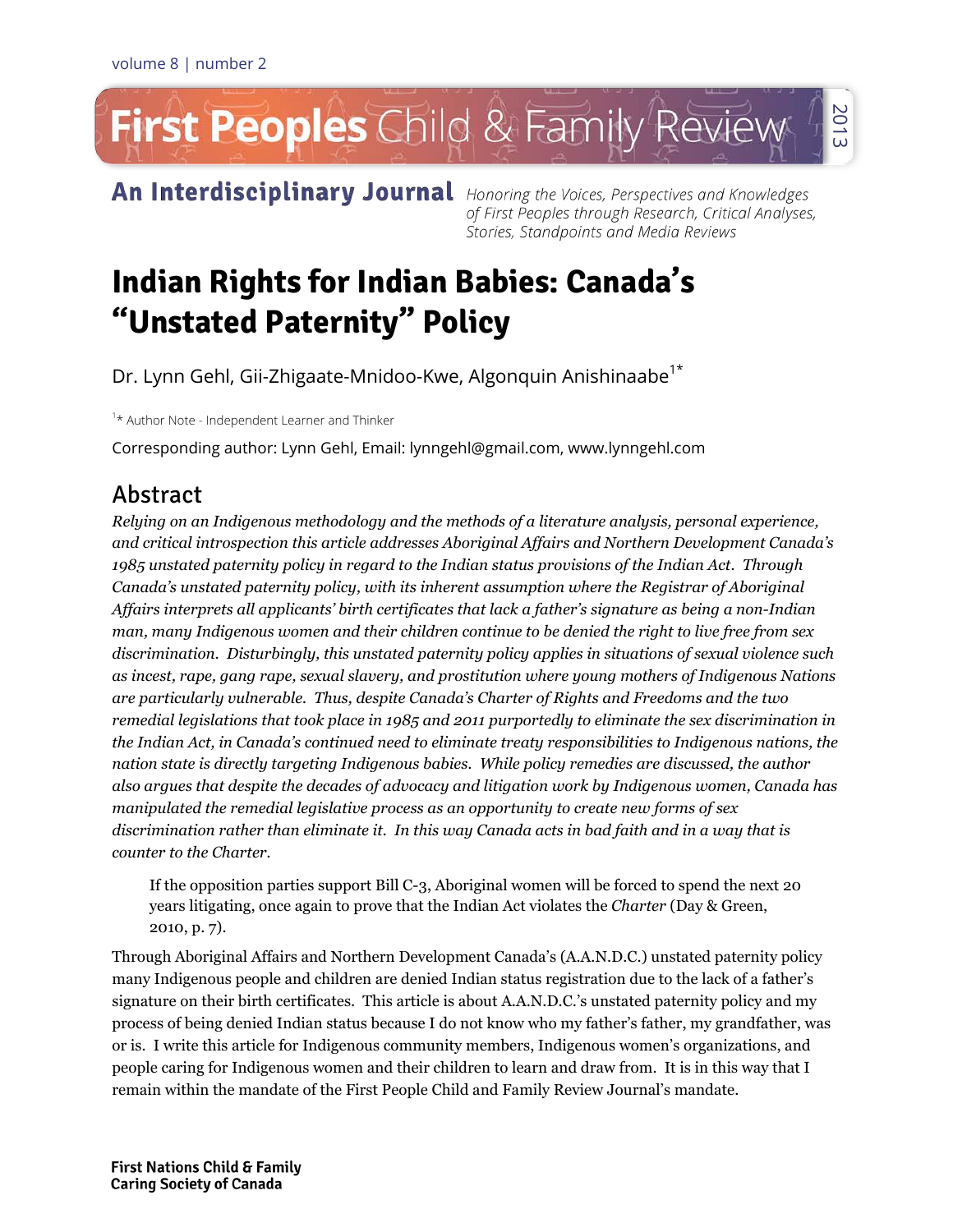# Indian Rights for Indian Babies: Canada's "Unstated Paternity" Policy

Dr. Lynn Gehl, Gii-Zhigaate-Mnidoo-Kwe, Algonquin Anishinaabe[1*]

[1*] Author Note - Independent Learner and Thinker

Corresponding author: Lynn Gehl, Email: lynngehl@gmail.com, www.lynngehl.com

## Abstract

*Relying on an Indigenous methodology and the methods of a literature analysis, personal experience, and critical introspection this article addresses Aboriginal Affairs and Northern Development Canada's 1985 unstated paternity policy in regard to the Indian status provisions of the Indian Act. Through Canada's unstated paternity policy, with its inherent assumption where the Registrar of Aboriginal Affairs interprets all applicants' birth certificates that lack a father's signature as being a non-Indian man, many Indigenous women and their children continue to be denied the right to live free from sex discrimination. Disturbingly, this unstated paternity policy applies in situations of sexual violence such as incest, rape, gang rape, sexual slavery, and prostitution where young mothers of Indigenous Nations are particularly vulnerable. Thus, despite Canada's Charter of Rights and Freedoms and the two remedial legislations that took place in 1985 and 2011 purportedly to eliminate the sex discrimination in the Indian Act, in Canada's continued need to eliminate treaty responsibilities to Indigenous nations, the nation state is directly targeting Indigenous babies. While policy remedies are discussed, the author also argues that despite the decades of advocacy and litigation work by Indigenous women, Canada has manipulated the remedial legislative process as an opportunity to create new forms of sex discrimination rather than eliminate it. In this way Canada acts in bad faith and in a way that is counter to the Charter.*

> If the opposition parties support Bill C-3, Aboriginal women will be forced to spend the next 20 years litigating, once again to prove that the Indian Act violates the *Charter* (Day & Green, 2010, p. 7).

Through Aboriginal Affairs and Northern Development Canada's (A.A.N.D.C.) unstated paternity policy many Indigenous people and children are denied Indian status registration due to the lack of a father's signature on their birth certificates. This article is about A.A.N.D.C.'s unstated paternity policy and my process of being denied Indian status because I do not know who my father's father, my grandfather, was or is. I write this article for Indigenous community members, Indigenous women's organizations, and people caring for Indigenous women and their children to learn and draw from. It is in this way that I remain within the mandate of the First People Child and Family Review Journal's mandate.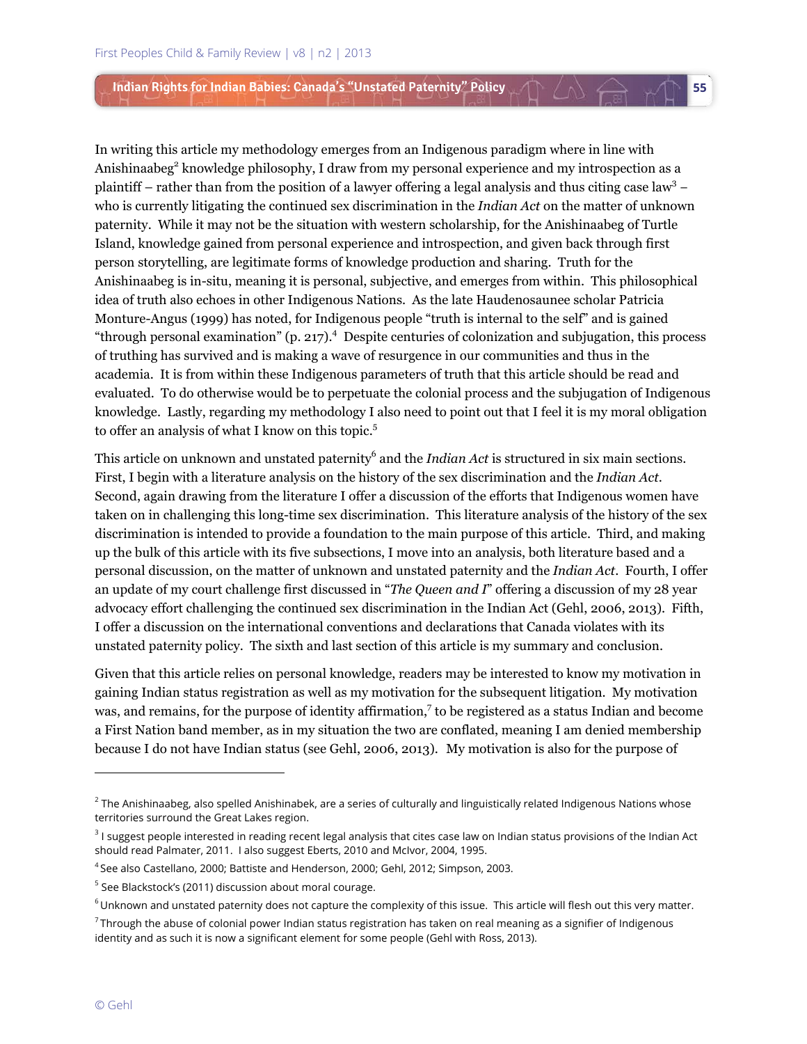In writing this article my methodology emerges from an Indigenous paradigm where in line with Anishinaabeg[2] knowledge philosophy, I draw from my personal experience and my introspection as a plaintiff – rather than from the position of a lawyer offering a legal analysis and thus citing case law[3] – who is currently litigating the continued sex discrimination in the *Indian Act* on the matter of unknown paternity. While it may not be the situation with western scholarship, for the Anishinaabeg of Turtle Island, knowledge gained from personal experience and introspection, and given back through first person storytelling, are legitimate forms of knowledge production and sharing. Truth for the Anishinaabeg is in-situ, meaning it is personal, subjective, and emerges from within. This philosophical idea of truth also echoes in other Indigenous Nations. As the late Haudenosaunee scholar Patricia Monture-Angus (1999) has noted, for Indigenous people "truth is internal to the self" and is gained "through personal examination" (p. 217).[4] Despite centuries of colonization and subjugation, this process of truthing has survived and is making a wave of resurgence in our communities and thus in the academia. It is from within these Indigenous parameters of truth that this article should be read and evaluated. To do otherwise would be to perpetuate the colonial process and the subjugation of Indigenous knowledge. Lastly, regarding my methodology I also need to point out that I feel it is my moral obligation to offer an analysis of what I know on this topic.[5]

This article on unknown and unstated paternity[6] and the *Indian Act* is structured in six main sections. First, I begin with a literature analysis on the history of the sex discrimination and the *Indian Act*. Second, again drawing from the literature I offer a discussion of the efforts that Indigenous women have taken on in challenging this long-time sex discrimination. This literature analysis of the history of the sex discrimination is intended to provide a foundation to the main purpose of this article. Third, and making up the bulk of this article with its five subsections, I move into an analysis, both literature based and a personal discussion, on the matter of unknown and unstated paternity and the *Indian Act*. Fourth, I offer an update of my court challenge first discussed in "*The Queen and I*" offering a discussion of my 28 year advocacy effort challenging the continued sex discrimination in the Indian Act (Gehl, 2006, 2013). Fifth, I offer a discussion on the international conventions and declarations that Canada violates with its unstated paternity policy. The sixth and last section of this article is my summary and conclusion.

Given that this article relies on personal knowledge, readers may be interested to know my motivation in gaining Indian status registration as well as my motivation for the subsequent litigation. My motivation was, and remains, for the purpose of identity affirmation,[7] to be registered as a status Indian and become a First Nation band member, as in my situation the two are conflated, meaning I am denied membership because I do not have Indian status (see Gehl, 2006, 2013). My motivation is also for the purpose of

---

[2] The Anishinaabeg, also spelled Anishinabek, are a series of culturally and linguistically related Indigenous Nations whose territories surround the Great Lakes region.

[3] I suggest people interested in reading recent legal analysis that cites case law on Indian status provisions of the Indian Act should read Palmater, 2011. I also suggest Eberts, 2010 and McIvor, 2004, 1995.

[4] See also Castellano, 2000; Battiste and Henderson, 2000; Gehl, 2012; Simpson, 2003.

[5] See Blackstock's (2011) discussion about moral courage.

[6] Unknown and unstated paternity does not capture the complexity of this issue. This article will flesh out this very matter.

[7] Through the abuse of colonial power Indian status registration has taken on real meaning as a signifier of Indigenous identity and as such it is now a significant element for some people (Gehl with Ross, 2013).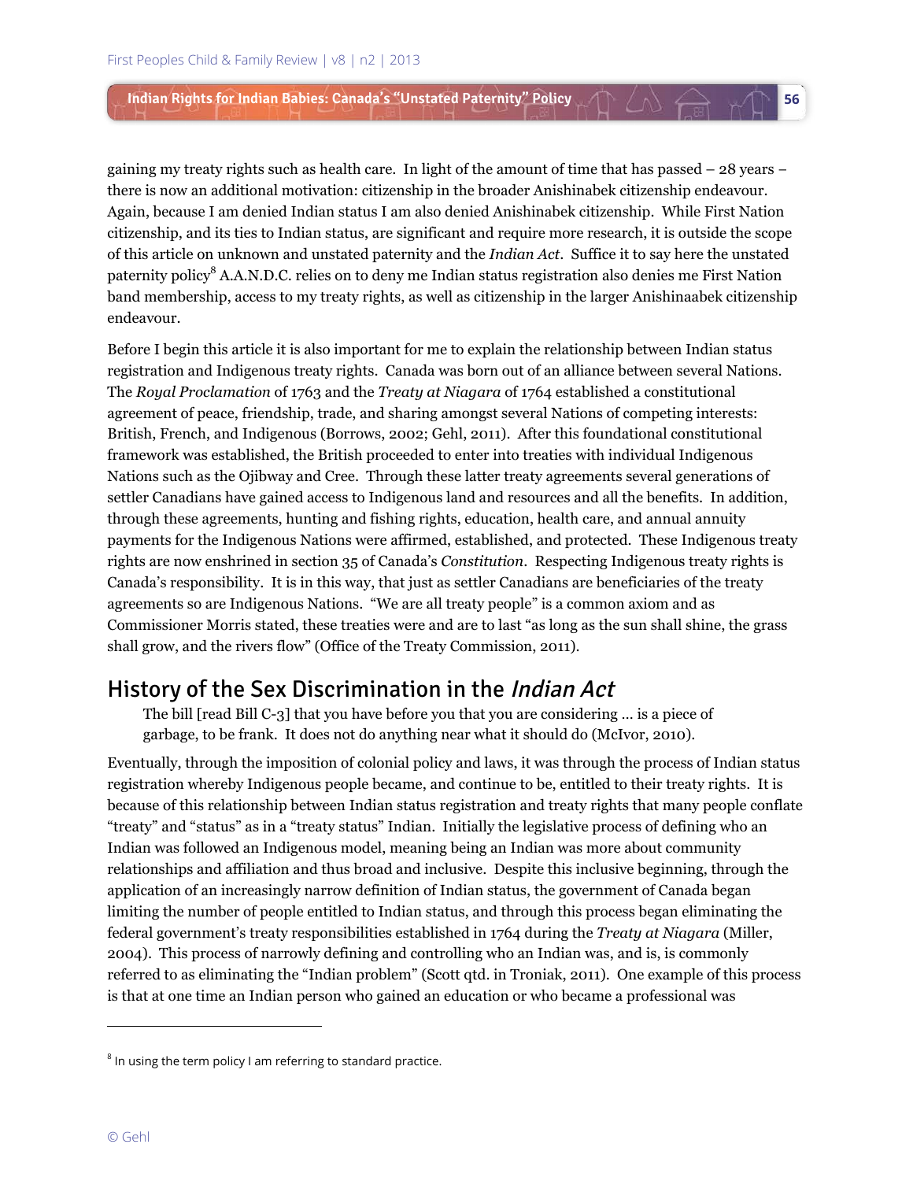gaining my treaty rights such as health care. In light of the amount of time that has passed – 28 years – there is now an additional motivation: citizenship in the broader Anishinabek citizenship endeavour. Again, because I am denied Indian status I am also denied Anishinabek citizenship. While First Nation citizenship, and its ties to Indian status, are significant and require more research, it is outside the scope of this article on unknown and unstated paternity and the *Indian Act*. Suffice it to say here the unstated paternity policy[8] A.A.N.D.C. relies on to deny me Indian status registration also denies me First Nation band membership, access to my treaty rights, as well as citizenship in the larger Anishinaabek citizenship endeavour.

Before I begin this article it is also important for me to explain the relationship between Indian status registration and Indigenous treaty rights. Canada was born out of an alliance between several Nations. The *Royal Proclamation* of 1763 and the *Treaty at Niagara* of 1764 established a constitutional agreement of peace, friendship, trade, and sharing amongst several Nations of competing interests: British, French, and Indigenous (Borrows, 2002; Gehl, 2011). After this foundational constitutional framework was established, the British proceeded to enter into treaties with individual Indigenous Nations such as the Ojibway and Cree. Through these latter treaty agreements several generations of settler Canadians have gained access to Indigenous land and resources and all the benefits. In addition, through these agreements, hunting and fishing rights, education, health care, and annual annuity payments for the Indigenous Nations were affirmed, established, and protected. These Indigenous treaty rights are now enshrined in section 35 of Canada's *Constitution*. Respecting Indigenous treaty rights is Canada's responsibility. It is in this way, that just as settler Canadians are beneficiaries of the treaty agreements so are Indigenous Nations. "We are all treaty people" is a common axiom and as Commissioner Morris stated, these treaties were and are to last "as long as the sun shall shine, the grass shall grow, and the rivers flow" (Office of the Treaty Commission, 2011).

## History of the Sex Discrimination in the *Indian Act*

> The bill [read Bill C-3] that you have before you that you are considering … is a piece of garbage, to be frank. It does not do anything near what it should do (McIvor, 2010).

Eventually, through the imposition of colonial policy and laws, it was through the process of Indian status registration whereby Indigenous people became, and continue to be, entitled to their treaty rights. It is because of this relationship between Indian status registration and treaty rights that many people conflate "treaty" and "status" as in a "treaty status" Indian. Initially the legislative process of defining who an Indian was followed an Indigenous model, meaning being an Indian was more about community relationships and affiliation and thus broad and inclusive. Despite this inclusive beginning, through the application of an increasingly narrow definition of Indian status, the government of Canada began limiting the number of people entitled to Indian status, and through this process began eliminating the federal government's treaty responsibilities established in 1764 during the *Treaty at Niagara* (Miller, 2004). This process of narrowly defining and controlling who an Indian was, and is, is commonly referred to as eliminating the "Indian problem" (Scott qtd. in Troniak, 2011). One example of this process is that at one time an Indian person who gained an education or who became a professional was

---

[8] In using the term policy I am referring to standard practice.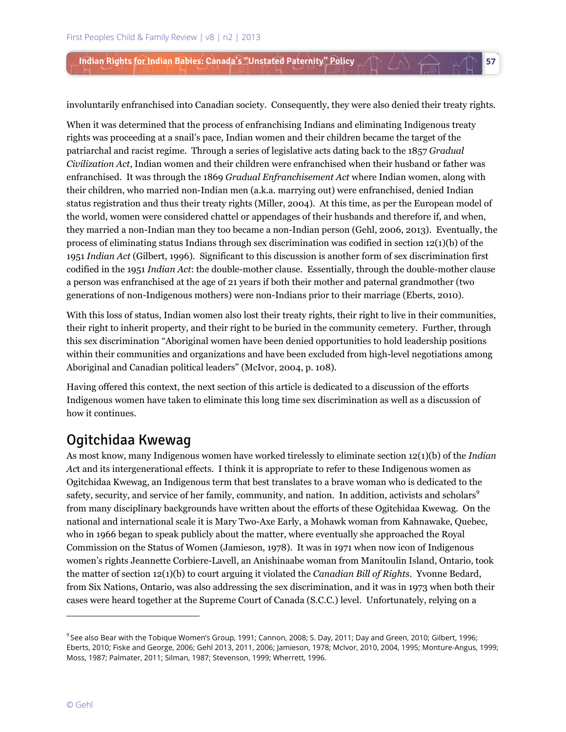involuntarily enfranchised into Canadian society. Consequently, they were also denied their treaty rights.

When it was determined that the process of enfranchising Indians and eliminating Indigenous treaty rights was proceeding at a snail's pace, Indian women and their children became the target of the patriarchal and racist regime. Through a series of legislative acts dating back to the 1857 *Gradual Civilization Act*, Indian women and their children were enfranchised when their husband or father was enfranchised. It was through the 1869 *Gradual Enfranchisement Act* where Indian women, along with their children, who married non-Indian men (a.k.a. marrying out) were enfranchised, denied Indian status registration and thus their treaty rights (Miller, 2004). At this time, as per the European model of the world, women were considered chattel or appendages of their husbands and therefore if, and when, they married a non-Indian man they too became a non-Indian person (Gehl, 2006, 2013). Eventually, the process of eliminating status Indians through sex discrimination was codified in section 12(1)(b) of the 1951 *Indian Act* (Gilbert, 1996). Significant to this discussion is another form of sex discrimination first codified in the 1951 *Indian Act*: the double-mother clause. Essentially, through the double-mother clause a person was enfranchised at the age of 21 years if both their mother and paternal grandmother (two generations of non-Indigenous mothers) were non-Indians prior to their marriage (Eberts, 2010).

With this loss of status, Indian women also lost their treaty rights, their right to live in their communities, their right to inherit property, and their right to be buried in the community cemetery. Further, through this sex discrimination "Aboriginal women have been denied opportunities to hold leadership positions within their communities and organizations and have been excluded from high-level negotiations among Aboriginal and Canadian political leaders" (McIvor, 2004, p. 108).

Having offered this context, the next section of this article is dedicated to a discussion of the efforts Indigenous women have taken to eliminate this long time sex discrimination as well as a discussion of how it continues.

## Ogitchidaa Kwewag

As most know, many Indigenous women have worked tirelessly to eliminate section 12(1)(b) of the *Indian Act* and its intergenerational effects. I think it is appropriate to refer to these Indigenous women as Ogitchidaa Kwewag, an Indigenous term that best translates to a brave woman who is dedicated to the safety, security, and service of her family, community, and nation. In addition, activists and scholars[9] from many disciplinary backgrounds have written about the efforts of these Ogitchidaa Kwewag. On the national and international scale it is Mary Two-Axe Early, a Mohawk woman from Kahnawake, Quebec, who in 1966 began to speak publicly about the matter, where eventually she approached the Royal Commission on the Status of Women (Jamieson, 1978). It was in 1971 when now icon of Indigenous women's rights Jeannette Corbiere-Lavell, an Anishinaabe woman from Manitoulin Island, Ontario, took the matter of section 12(1)(b) to court arguing it violated the *Canadian Bill of Rights*. Yvonne Bedard, from Six Nations, Ontario, was also addressing the sex discrimination, and it was in 1973 when both their cases were heard together at the Supreme Court of Canada (S.C.C.) level. Unfortunately, relying on a

[9] See also Bear with the Tobique Women's Group, 1991; Cannon, 2008; S. Day, 2011; Day and Green, 2010; Gilbert, 1996; Eberts, 2010; Fiske and George, 2006; Gehl 2013, 2011, 2006; Jamieson, 1978; McIvor, 2010, 2004, 1995; Monture-Angus, 1999; Moss, 1987; Palmater, 2011; Silman, 1987; Stevenson, 1999; Wherrett, 1996.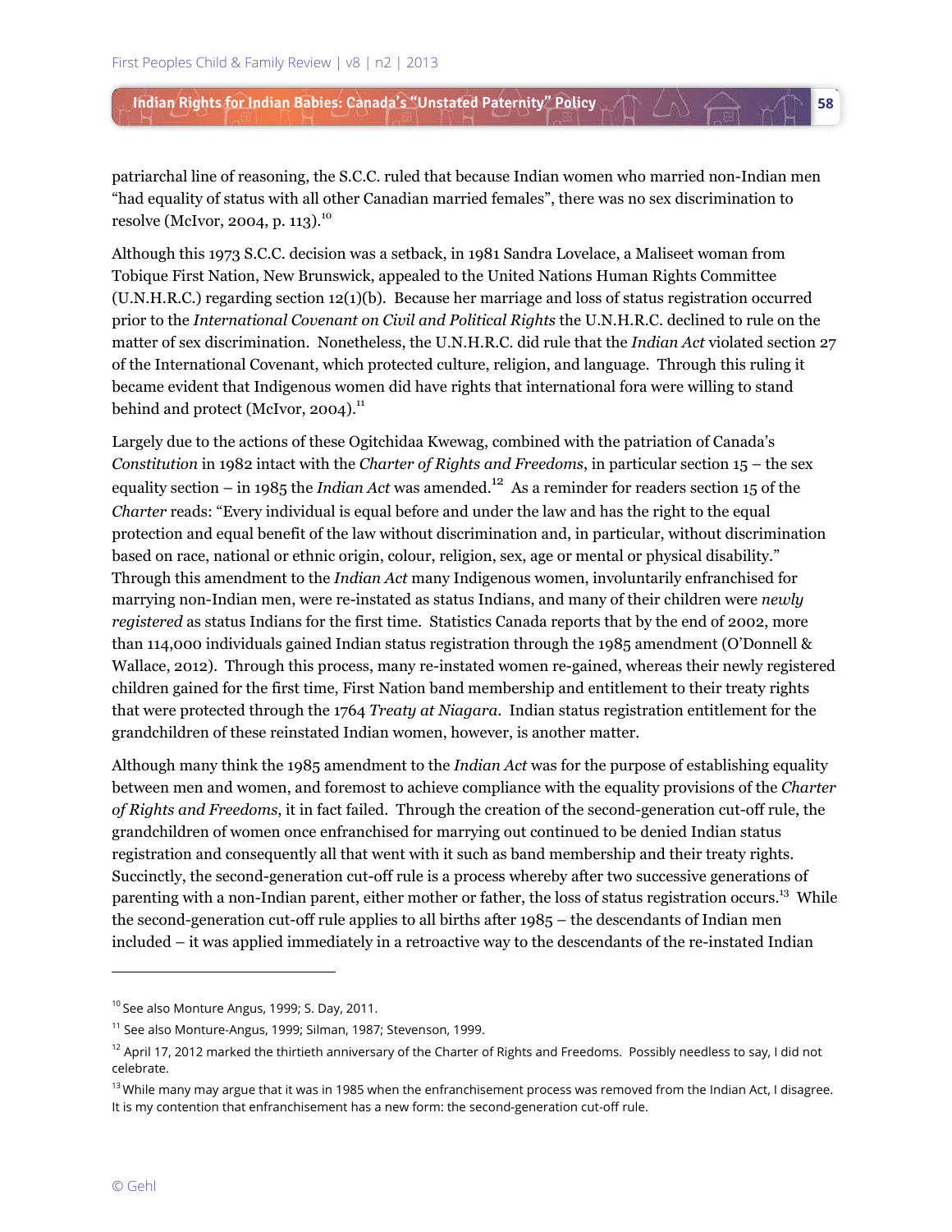patriarchal line of reasoning, the S.C.C. ruled that because Indian women who married non-Indian men "had equality of status with all other Canadian married females", there was no sex discrimination to resolve (McIvor, 2004, p. 113).[10]

Although this 1973 S.C.C. decision was a setback, in 1981 Sandra Lovelace, a Maliseet woman from Tobique First Nation, New Brunswick, appealed to the United Nations Human Rights Committee (U.N.H.R.C.) regarding section 12(1)(b). Because her marriage and loss of status registration occurred prior to the *International Covenant on Civil and Political Rights* the U.N.H.R.C. declined to rule on the matter of sex discrimination. Nonetheless, the U.N.H.R.C. did rule that the *Indian Act* violated section 27 of the International Covenant, which protected culture, religion, and language. Through this ruling it became evident that Indigenous women did have rights that international fora were willing to stand behind and protect (McIvor, 2004).[11]

Largely due to the actions of these Ogitchidaa Kwewag, combined with the patriation of Canada's *Constitution* in 1982 intact with the *Charter of Rights and Freedoms*, in particular section 15 – the sex equality section – in 1985 the *Indian Act* was amended.[12] As a reminder for readers section 15 of the *Charter* reads: "Every individual is equal before and under the law and has the right to the equal protection and equal benefit of the law without discrimination and, in particular, without discrimination based on race, national or ethnic origin, colour, religion, sex, age or mental or physical disability." Through this amendment to the *Indian Act* many Indigenous women, involuntarily enfranchised for marrying non-Indian men, were re-instated as status Indians, and many of their children were *newly registered* as status Indians for the first time. Statistics Canada reports that by the end of 2002, more than 114,000 individuals gained Indian status registration through the 1985 amendment (O'Donnell & Wallace, 2012). Through this process, many re-instated women re-gained, whereas their newly registered children gained for the first time, First Nation band membership and entitlement to their treaty rights that were protected through the 1764 *Treaty at Niagara*. Indian status registration entitlement for the grandchildren of these reinstated Indian women, however, is another matter.

Although many think the 1985 amendment to the *Indian Act* was for the purpose of establishing equality between men and women, and foremost to achieve compliance with the equality provisions of the *Charter of Rights and Freedoms*, it in fact failed. Through the creation of the second-generation cut-off rule, the grandchildren of women once enfranchised for marrying out continued to be denied Indian status registration and consequently all that went with it such as band membership and their treaty rights. Succinctly, the second-generation cut-off rule is a process whereby after two successive generations of parenting with a non-Indian parent, either mother or father, the loss of status registration occurs.[13] While the second-generation cut-off rule applies to all births after 1985 – the descendants of Indian men included – it was applied immediately in a retroactive way to the descendants of the re-instated Indian

---

[10] See also Monture Angus, 1999; S. Day, 2011.

[11] See also Monture-Angus, 1999; Silman, 1987; Stevenson, 1999.

[12] April 17, 2012 marked the thirtieth anniversary of the Charter of Rights and Freedoms. Possibly needless to say, I did not celebrate.

[13] While many may argue that it was in 1985 when the enfranchisement process was removed from the Indian Act, I disagree. It is my contention that enfranchisement has a new form: the second-generation cut-off rule.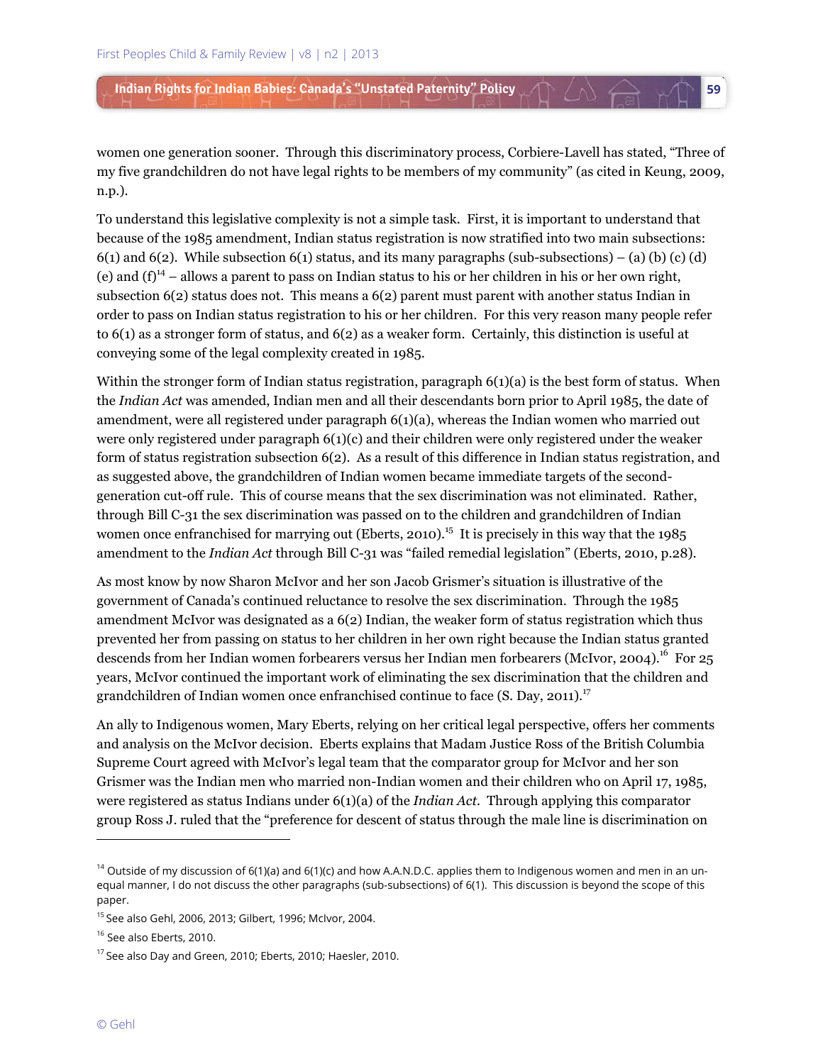women one generation sooner. Through this discriminatory process, Corbiere-Lavell has stated, "Three of my five grandchildren do not have legal rights to be members of my community" (as cited in Keung, 2009, n.p.).

To understand this legislative complexity is not a simple task. First, it is important to understand that because of the 1985 amendment, Indian status registration is now stratified into two main subsections: 6(1) and 6(2). While subsection 6(1) status, and its many paragraphs (sub-subsections) – (a) (b) (c) (d) (e) and (f)[14] – allows a parent to pass on Indian status to his or her children in his or her own right, subsection 6(2) status does not. This means a 6(2) parent must parent with another status Indian in order to pass on Indian status registration to his or her children. For this very reason many people refer to 6(1) as a stronger form of status, and 6(2) as a weaker form. Certainly, this distinction is useful at conveying some of the legal complexity created in 1985.

Within the stronger form of Indian status registration, paragraph 6(1)(a) is the best form of status. When the *Indian Act* was amended, Indian men and all their descendants born prior to April 1985, the date of amendment, were all registered under paragraph 6(1)(a), whereas the Indian women who married out were only registered under paragraph 6(1)(c) and their children were only registered under the weaker form of status registration subsection 6(2). As a result of this difference in Indian status registration, and as suggested above, the grandchildren of Indian women became immediate targets of the second-generation cut-off rule. This of course means that the sex discrimination was not eliminated. Rather, through Bill C-31 the sex discrimination was passed on to the children and grandchildren of Indian women once enfranchised for marrying out (Eberts, 2010).[15] It is precisely in this way that the 1985 amendment to the *Indian Act* through Bill C-31 was "failed remedial legislation" (Eberts, 2010, p.28).

As most know by now Sharon McIvor and her son Jacob Grismer's situation is illustrative of the government of Canada's continued reluctance to resolve the sex discrimination. Through the 1985 amendment McIvor was designated as a 6(2) Indian, the weaker form of status registration which thus prevented her from passing on status to her children in her own right because the Indian status granted descends from her Indian women forbearers versus her Indian men forbearers (McIvor, 2004).[16] For 25 years, McIvor continued the important work of eliminating the sex discrimination that the children and grandchildren of Indian women once enfranchised continue to face (S. Day, 2011).[17]

An ally to Indigenous women, Mary Eberts, relying on her critical legal perspective, offers her comments and analysis on the McIvor decision. Eberts explains that Madam Justice Ross of the British Columbia Supreme Court agreed with McIvor's legal team that the comparator group for McIvor and her son Grismer was the Indian men who married non-Indian women and their children who on April 17, 1985, were registered as status Indians under 6(1)(a) of the *Indian Act*. Through applying this comparator group Ross J. ruled that the "preference for descent of status through the male line is discrimination on

---

[14] Outside of my discussion of 6(1)(a) and 6(1)(c) and how A.A.N.D.C. applies them to Indigenous women and men in an un-equal manner, I do not discuss the other paragraphs (sub-subsections) of 6(1). This discussion is beyond the scope of this paper.

[15] See also Gehl, 2006, 2013; Gilbert, 1996; McIvor, 2004.

[16] See also Eberts, 2010.

[17] See also Day and Green, 2010; Eberts, 2010; Haesler, 2010.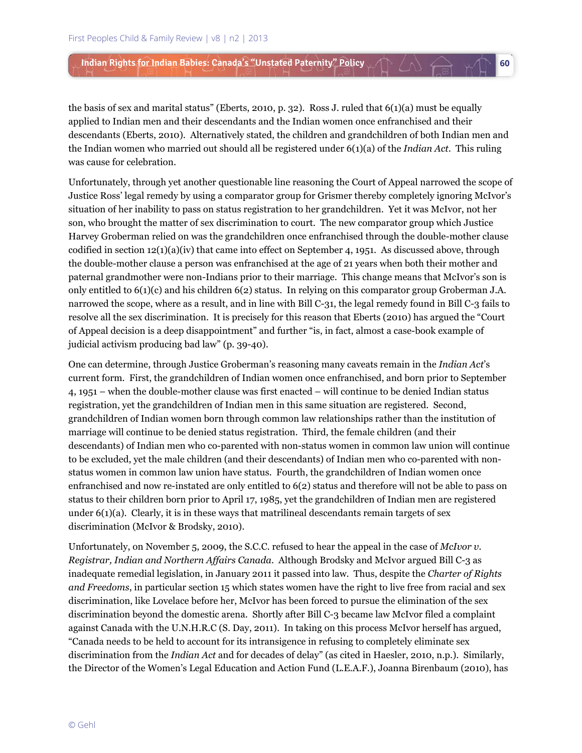the basis of sex and marital status" (Eberts, 2010, p. 32). Ross J. ruled that 6(1)(a) must be equally applied to Indian men and their descendants and the Indian women once enfranchised and their descendants (Eberts, 2010). Alternatively stated, the children and grandchildren of both Indian men and the Indian women who married out should all be registered under 6(1)(a) of the *Indian Act*. This ruling was cause for celebration.

Unfortunately, through yet another questionable line reasoning the Court of Appeal narrowed the scope of Justice Ross' legal remedy by using a comparator group for Grismer thereby completely ignoring McIvor's situation of her inability to pass on status registration to her grandchildren. Yet it was McIvor, not her son, who brought the matter of sex discrimination to court. The new comparator group which Justice Harvey Groberman relied on was the grandchildren once enfranchised through the double-mother clause codified in section 12(1)(a)(iv) that came into effect on September 4, 1951. As discussed above, through the double-mother clause a person was enfranchised at the age of 21 years when both their mother and paternal grandmother were non-Indians prior to their marriage. This change means that McIvor's son is only entitled to 6(1)(c) and his children 6(2) status. In relying on this comparator group Groberman J.A. narrowed the scope, where as a result, and in line with Bill C-31, the legal remedy found in Bill C-3 fails to resolve all the sex discrimination. It is precisely for this reason that Eberts (2010) has argued the "Court of Appeal decision is a deep disappointment" and further "is, in fact, almost a case-book example of judicial activism producing bad law" (p. 39-40).

One can determine, through Justice Groberman's reasoning many caveats remain in the *Indian Act*'s current form. First, the grandchildren of Indian women once enfranchised, and born prior to September 4, 1951 – when the double-mother clause was first enacted – will continue to be denied Indian status registration, yet the grandchildren of Indian men in this same situation are registered. Second, grandchildren of Indian women born through common law relationships rather than the institution of marriage will continue to be denied status registration. Third, the female children (and their descendants) of Indian men who co-parented with non-status women in common law union will continue to be excluded, yet the male children (and their descendants) of Indian men who co-parented with non-status women in common law union have status. Fourth, the grandchildren of Indian women once enfranchised and now re-instated are only entitled to 6(2) status and therefore will not be able to pass on status to their children born prior to April 17, 1985, yet the grandchildren of Indian men are registered under 6(1)(a). Clearly, it is in these ways that matrilineal descendants remain targets of sex discrimination (McIvor & Brodsky, 2010).

Unfortunately, on November 5, 2009, the S.C.C. refused to hear the appeal in the case of *McIvor v. Registrar, Indian and Northern Affairs Canada*. Although Brodsky and McIvor argued Bill C-3 as inadequate remedial legislation, in January 2011 it passed into law. Thus, despite the *Charter of Rights and Freedoms*, in particular section 15 which states women have the right to live free from racial and sex discrimination, like Lovelace before her, McIvor has been forced to pursue the elimination of the sex discrimination beyond the domestic arena. Shortly after Bill C-3 became law McIvor filed a complaint against Canada with the U.N.H.R.C (S. Day, 2011). In taking on this process McIvor herself has argued, "Canada needs to be held to account for its intransigence in refusing to completely eliminate sex discrimination from the *Indian Act* and for decades of delay" (as cited in Haesler, 2010, n.p.). Similarly, the Director of the Women's Legal Education and Action Fund (L.E.A.F.), Joanna Birenbaum (2010), has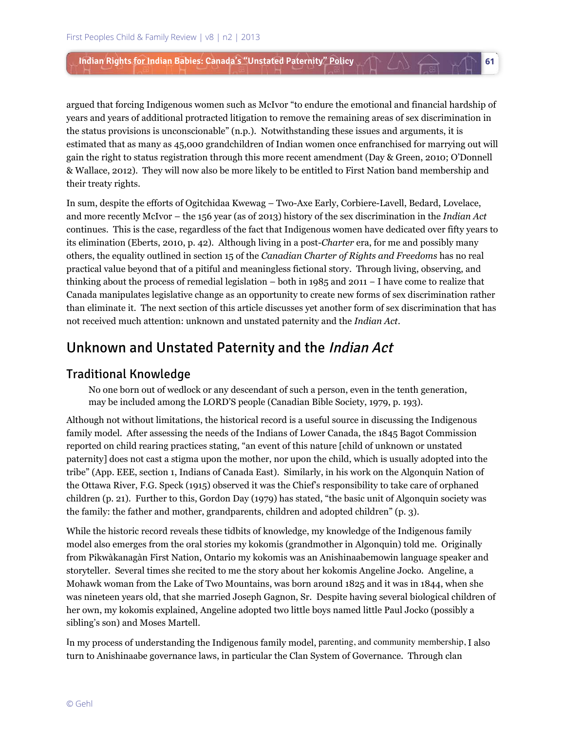argued that forcing Indigenous women such as McIvor "to endure the emotional and financial hardship of years and years of additional protracted litigation to remove the remaining areas of sex discrimination in the status provisions is unconscionable" (n.p.). Notwithstanding these issues and arguments, it is estimated that as many as 45,000 grandchildren of Indian women once enfranchised for marrying out will gain the right to status registration through this more recent amendment (Day & Green, 2010; O'Donnell & Wallace, 2012). They will now also be more likely to be entitled to First Nation band membership and their treaty rights.

In sum, despite the efforts of Ogitchidaa Kwewag – Two-Axe Early, Corbiere-Lavell, Bedard, Lovelace, and more recently McIvor – the 156 year (as of 2013) history of the sex discrimination in the *Indian Act* continues. This is the case, regardless of the fact that Indigenous women have dedicated over fifty years to its elimination (Eberts, 2010, p. 42). Although living in a post-*Charter* era, for me and possibly many others, the equality outlined in section 15 of the *Canadian Charter of Rights and Freedoms* has no real practical value beyond that of a pitiful and meaningless fictional story. Through living, observing, and thinking about the process of remedial legislation – both in 1985 and 2011 – I have come to realize that Canada manipulates legislative change as an opportunity to create new forms of sex discrimination rather than eliminate it. The next section of this article discusses yet another form of sex discrimination that has not received much attention: unknown and unstated paternity and the *Indian Act*.

## Unknown and Unstated Paternity and the *Indian Act*

### Traditional Knowledge

> No one born out of wedlock or any descendant of such a person, even in the tenth generation, may be included among the LORD'S people (Canadian Bible Society, 1979, p. 193).

Although not without limitations, the historical record is a useful source in discussing the Indigenous family model. After assessing the needs of the Indians of Lower Canada, the 1845 Bagot Commission reported on child rearing practices stating, "an event of this nature [child of unknown or unstated paternity] does not cast a stigma upon the mother, nor upon the child, which is usually adopted into the tribe" (App. EEE, section 1, Indians of Canada East). Similarly, in his work on the Algonquin Nation of the Ottawa River, F.G. Speck (1915) observed it was the Chief's responsibility to take care of orphaned children (p. 21). Further to this, Gordon Day (1979) has stated, "the basic unit of Algonquin society was the family: the father and mother, grandparents, children and adopted children" (p. 3).

While the historic record reveals these tidbits of knowledge, my knowledge of the Indigenous family model also emerges from the oral stories my kokomis (grandmother in Algonquin) told me. Originally from Pikwàkanagàn First Nation, Ontario my kokomis was an Anishinaabemowin language speaker and storyteller. Several times she recited to me the story about her kokomis Angeline Jocko. Angeline, a Mohawk woman from the Lake of Two Mountains, was born around 1825 and it was in 1844, when she was nineteen years old, that she married Joseph Gagnon, Sr. Despite having several biological children of her own, my kokomis explained, Angeline adopted two little boys named little Paul Jocko (possibly a sibling's son) and Moses Martell.

In my process of understanding the Indigenous family model, parenting, and community membership, I also turn to Anishinaabe governance laws, in particular the Clan System of Governance. Through clan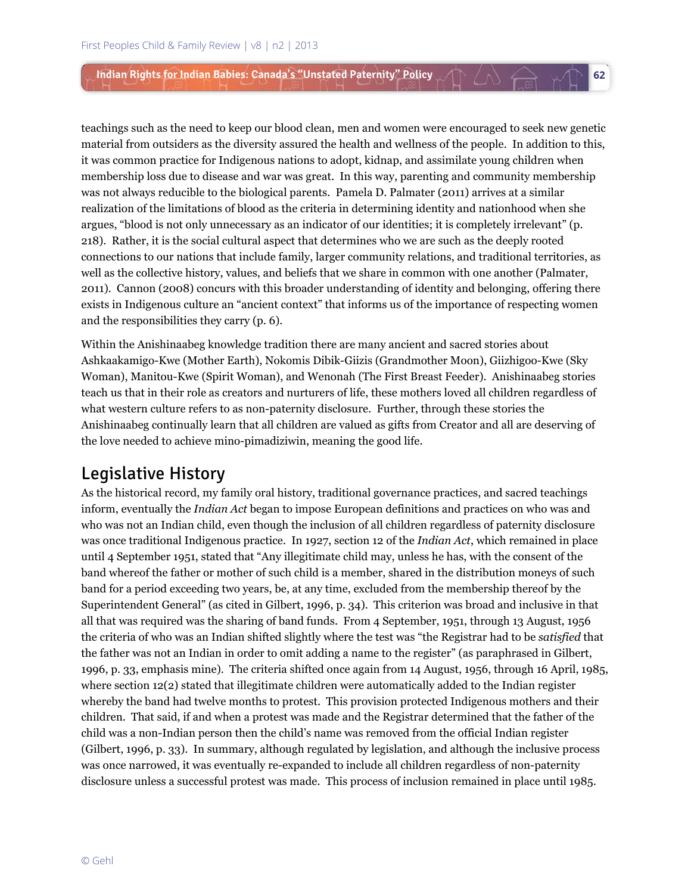teachings such as the need to keep our blood clean, men and women were encouraged to seek new genetic material from outsiders as the diversity assured the health and wellness of the people. In addition to this, it was common practice for Indigenous nations to adopt, kidnap, and assimilate young children when membership loss due to disease and war was great. In this way, parenting and community membership was not always reducible to the biological parents. Pamela D. Palmater (2011) arrives at a similar realization of the limitations of blood as the criteria in determining identity and nationhood when she argues, "blood is not only unnecessary as an indicator of our identities; it is completely irrelevant" (p. 218). Rather, it is the social cultural aspect that determines who we are such as the deeply rooted connections to our nations that include family, larger community relations, and traditional territories, as well as the collective history, values, and beliefs that we share in common with one another (Palmater, 2011). Cannon (2008) concurs with this broader understanding of identity and belonging, offering there exists in Indigenous culture an "ancient context" that informs us of the importance of respecting women and the responsibilities they carry (p. 6).

Within the Anishinaabeg knowledge tradition there are many ancient and sacred stories about Ashkaakamigo-Kwe (Mother Earth), Nokomis Dibik-Giizis (Grandmother Moon), Giizhigoo-Kwe (Sky Woman), Manitou-Kwe (Spirit Woman), and Wenonah (The First Breast Feeder). Anishinaabeg stories teach us that in their role as creators and nurturers of life, these mothers loved all children regardless of what western culture refers to as non-paternity disclosure. Further, through these stories the Anishinaabeg continually learn that all children are valued as gifts from Creator and all are deserving of the love needed to achieve mino-pimadiziwin, meaning the good life.

## Legislative History

As the historical record, my family oral history, traditional governance practices, and sacred teachings inform, eventually the *Indian Act* began to impose European definitions and practices on who was and who was not an Indian child, even though the inclusion of all children regardless of paternity disclosure was once traditional Indigenous practice. In 1927, section 12 of the *Indian Act*, which remained in place until 4 September 1951, stated that "Any illegitimate child may, unless he has, with the consent of the band whereof the father or mother of such child is a member, shared in the distribution moneys of such band for a period exceeding two years, be, at any time, excluded from the membership thereof by the Superintendent General" (as cited in Gilbert, 1996, p. 34). This criterion was broad and inclusive in that all that was required was the sharing of band funds. From 4 September, 1951, through 13 August, 1956 the criteria of who was an Indian shifted slightly where the test was "the Registrar had to be *satisfied* that the father was not an Indian in order to omit adding a name to the register" (as paraphrased in Gilbert, 1996, p. 33, emphasis mine). The criteria shifted once again from 14 August, 1956, through 16 April, 1985, where section 12(2) stated that illegitimate children were automatically added to the Indian register whereby the band had twelve months to protest. This provision protected Indigenous mothers and their children. That said, if and when a protest was made and the Registrar determined that the father of the child was a non-Indian person then the child's name was removed from the official Indian register (Gilbert, 1996, p. 33). In summary, although regulated by legislation, and although the inclusive process was once narrowed, it was eventually re-expanded to include all children regardless of non-paternity disclosure unless a successful protest was made. This process of inclusion remained in place until 1985.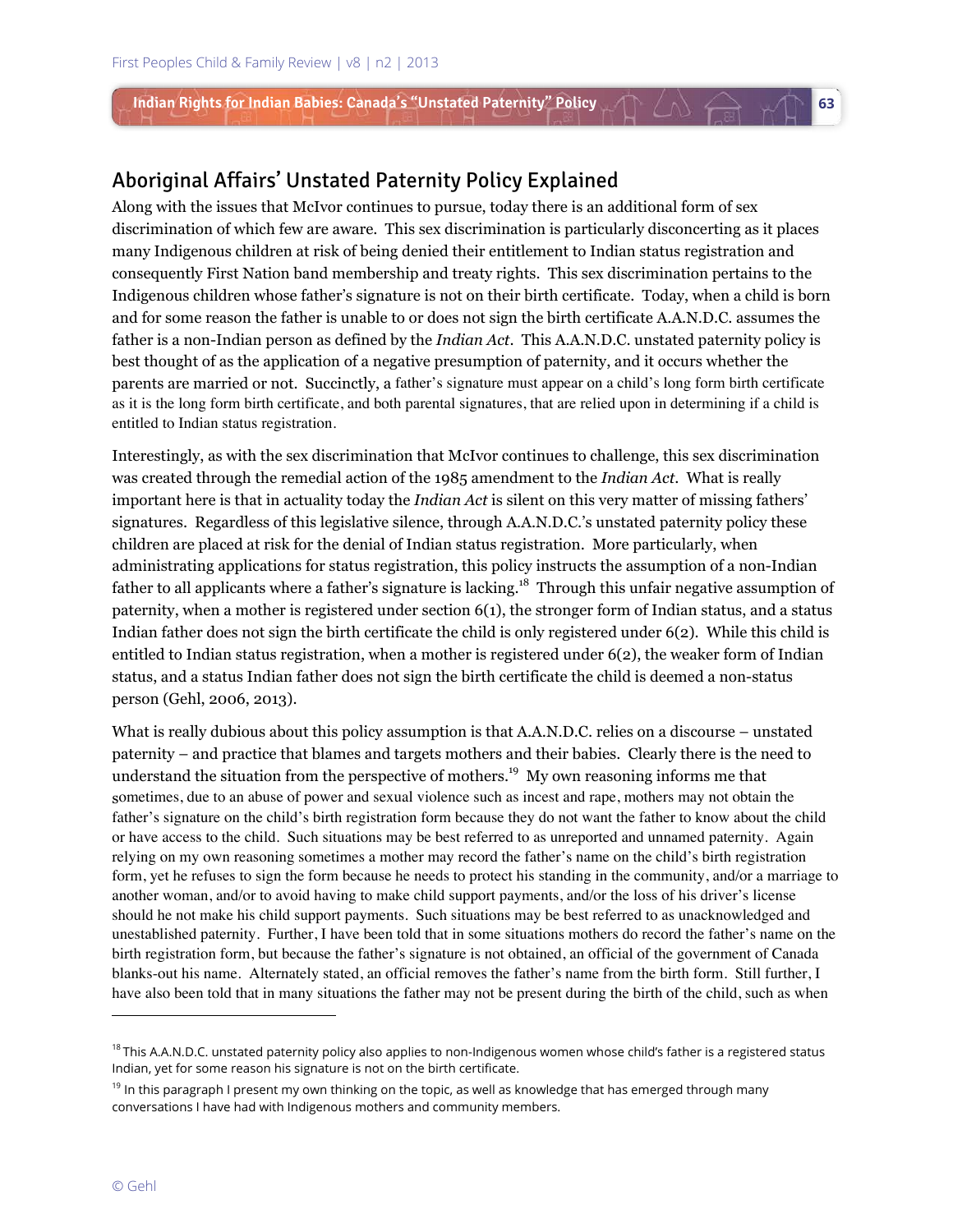## Aboriginal Affairs' Unstated Paternity Policy Explained

Along with the issues that McIvor continues to pursue, today there is an additional form of sex discrimination of which few are aware. This sex discrimination is particularly disconcerting as it places many Indigenous children at risk of being denied their entitlement to Indian status registration and consequently First Nation band membership and treaty rights. This sex discrimination pertains to the Indigenous children whose father's signature is not on their birth certificate. Today, when a child is born and for some reason the father is unable to or does not sign the birth certificate A.A.N.D.C. assumes the father is a non-Indian person as defined by the *Indian Act*. This A.A.N.D.C. unstated paternity policy is best thought of as the application of a negative presumption of paternity, and it occurs whether the parents are married or not. Succinctly, a father's signature must appear on a child's long form birth certificate as it is the long form birth certificate, and both parental signatures, that are relied upon in determining if a child is entitled to Indian status registration.

Interestingly, as with the sex discrimination that McIvor continues to challenge, this sex discrimination was created through the remedial action of the 1985 amendment to the *Indian Act*. What is really important here is that in actuality today the *Indian Act* is silent on this very matter of missing fathers' signatures. Regardless of this legislative silence, through A.A.N.D.C.'s unstated paternity policy these children are placed at risk for the denial of Indian status registration. More particularly, when administrating applications for status registration, this policy instructs the assumption of a non-Indian father to all applicants where a father's signature is lacking.[18] Through this unfair negative assumption of paternity, when a mother is registered under section 6(1), the stronger form of Indian status, and a status Indian father does not sign the birth certificate the child is only registered under 6(2). While this child is entitled to Indian status registration, when a mother is registered under 6(2), the weaker form of Indian status, and a status Indian father does not sign the birth certificate the child is deemed a non-status person (Gehl, 2006, 2013).

What is really dubious about this policy assumption is that A.A.N.D.C. relies on a discourse – unstated paternity – and practice that blames and targets mothers and their babies. Clearly there is the need to understand the situation from the perspective of mothers.[19] My own reasoning informs me that sometimes, due to an abuse of power and sexual violence such as incest and rape, mothers may not obtain the father's signature on the child's birth registration form because they do not want the father to know about the child or have access to the child. Such situations may be best referred to as unreported and unnamed paternity. Again relying on my own reasoning sometimes a mother may record the father's name on the child's birth registration form, yet he refuses to sign the form because he needs to protect his standing in the community, and/or a marriage to another woman, and/or to avoid having to make child support payments, and/or the loss of his driver's license should he not make his child support payments. Such situations may be best referred to as unacknowledged and unestablished paternity. Further, I have been told that in some situations mothers do record the father's name on the birth registration form, but because the father's signature is not obtained, an official of the government of Canada blanks-out his name. Alternately stated, an official removes the father's name from the birth form. Still further, I have also been told that in many situations the father may not be present during the birth of the child, such as when

---

[18] This A.A.N.D.C. unstated paternity policy also applies to non-Indigenous women whose child's father is a registered status Indian, yet for some reason his signature is not on the birth certificate.

[19] In this paragraph I present my own thinking on the topic, as well as knowledge that has emerged through many conversations I have had with Indigenous mothers and community members.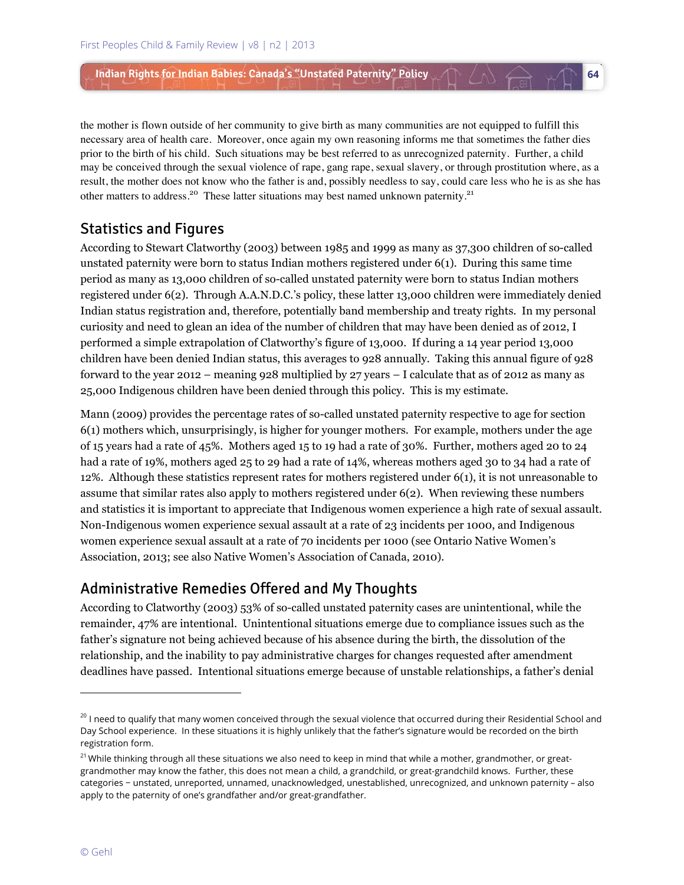the mother is flown outside of her community to give birth as many communities are not equipped to fulfill this necessary area of health care. Moreover, once again my own reasoning informs me that sometimes the father dies prior to the birth of his child. Such situations may be best referred to as unrecognized paternity. Further, a child may be conceived through the sexual violence of rape, gang rape, sexual slavery, or through prostitution where, as a result, the mother does not know who the father is and, possibly needless to say, could care less who he is as she has other matters to address.[20] These latter situations may best named unknown paternity.[21]

## Statistics and Figures

According to Stewart Clatworthy (2003) between 1985 and 1999 as many as 37,300 children of so-called unstated paternity were born to status Indian mothers registered under 6(1). During this same time period as many as 13,000 children of so-called unstated paternity were born to status Indian mothers registered under 6(2). Through A.A.N.D.C.'s policy, these latter 13,000 children were immediately denied Indian status registration and, therefore, potentially band membership and treaty rights. In my personal curiosity and need to glean an idea of the number of children that may have been denied as of 2012, I performed a simple extrapolation of Clatworthy's figure of 13,000. If during a 14 year period 13,000 children have been denied Indian status, this averages to 928 annually. Taking this annual figure of 928 forward to the year 2012 – meaning 928 multiplied by 27 years – I calculate that as of 2012 as many as 25,000 Indigenous children have been denied through this policy. This is my estimate.

Mann (2009) provides the percentage rates of so-called unstated paternity respective to age for section 6(1) mothers which, unsurprisingly, is higher for younger mothers. For example, mothers under the age of 15 years had a rate of 45%. Mothers aged 15 to 19 had a rate of 30%. Further, mothers aged 20 to 24 had a rate of 19%, mothers aged 25 to 29 had a rate of 14%, whereas mothers aged 30 to 34 had a rate of 12%. Although these statistics represent rates for mothers registered under 6(1), it is not unreasonable to assume that similar rates also apply to mothers registered under 6(2). When reviewing these numbers and statistics it is important to appreciate that Indigenous women experience a high rate of sexual assault. Non-Indigenous women experience sexual assault at a rate of 23 incidents per 1000, and Indigenous women experience sexual assault at a rate of 70 incidents per 1000 (see Ontario Native Women's Association, 2013; see also Native Women's Association of Canada, 2010).

## Administrative Remedies Offered and My Thoughts

According to Clatworthy (2003) 53% of so-called unstated paternity cases are unintentional, while the remainder, 47% are intentional. Unintentional situations emerge due to compliance issues such as the father's signature not being achieved because of his absence during the birth, the dissolution of the relationship, and the inability to pay administrative charges for changes requested after amendment deadlines have passed. Intentional situations emerge because of unstable relationships, a father's denial

---

[20] I need to qualify that many women conceived through the sexual violence that occurred during their Residential School and Day School experience. In these situations it is highly unlikely that the father's signature would be recorded on the birth registration form.

[21] While thinking through all these situations we also need to keep in mind that while a mother, grandmother, or great-grandmother may know the father, this does not mean a child, a grandchild, or great-grandchild knows. Further, these categories – unstated, unreported, unnamed, unacknowledged, unestablished, unrecognized, and unknown paternity – also apply to the paternity of one's grandfather and/or great-grandfather.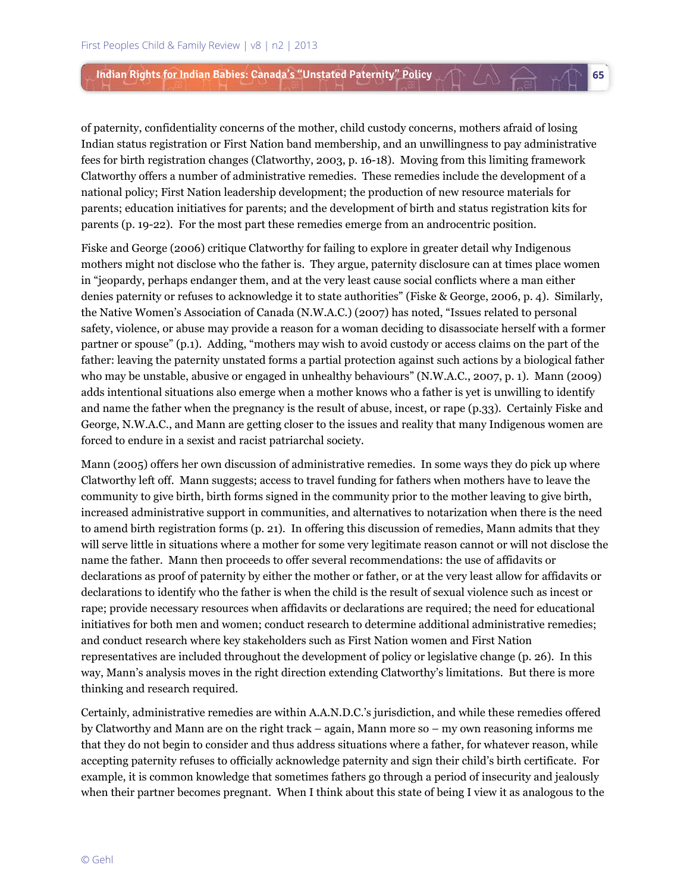of paternity, confidentiality concerns of the mother, child custody concerns, mothers afraid of losing Indian status registration or First Nation band membership, and an unwillingness to pay administrative fees for birth registration changes (Clatworthy, 2003, p. 16-18). Moving from this limiting framework Clatworthy offers a number of administrative remedies. These remedies include the development of a national policy; First Nation leadership development; the production of new resource materials for parents; education initiatives for parents; and the development of birth and status registration kits for parents (p. 19-22). For the most part these remedies emerge from an androcentric position.

Fiske and George (2006) critique Clatworthy for failing to explore in greater detail why Indigenous mothers might not disclose who the father is. They argue, paternity disclosure can at times place women in "jeopardy, perhaps endanger them, and at the very least cause social conflicts where a man either denies paternity or refuses to acknowledge it to state authorities" (Fiske & George, 2006, p. 4). Similarly, the Native Women's Association of Canada (N.W.A.C.) (2007) has noted, "Issues related to personal safety, violence, or abuse may provide a reason for a woman deciding to disassociate herself with a former partner or spouse" (p.1). Adding, "mothers may wish to avoid custody or access claims on the part of the father: leaving the paternity unstated forms a partial protection against such actions by a biological father who may be unstable, abusive or engaged in unhealthy behaviours" (N.W.A.C., 2007, p. 1). Mann (2009) adds intentional situations also emerge when a mother knows who a father is yet is unwilling to identify and name the father when the pregnancy is the result of abuse, incest, or rape (p.33). Certainly Fiske and George, N.W.A.C., and Mann are getting closer to the issues and reality that many Indigenous women are forced to endure in a sexist and racist patriarchal society.

Mann (2005) offers her own discussion of administrative remedies. In some ways they do pick up where Clatworthy left off. Mann suggests; access to travel funding for fathers when mothers have to leave the community to give birth, birth forms signed in the community prior to the mother leaving to give birth, increased administrative support in communities, and alternatives to notarization when there is the need to amend birth registration forms (p. 21). In offering this discussion of remedies, Mann admits that they will serve little in situations where a mother for some very legitimate reason cannot or will not disclose the name the father. Mann then proceeds to offer several recommendations: the use of affidavits or declarations as proof of paternity by either the mother or father, or at the very least allow for affidavits or declarations to identify who the father is when the child is the result of sexual violence such as incest or rape; provide necessary resources when affidavits or declarations are required; the need for educational initiatives for both men and women; conduct research to determine additional administrative remedies; and conduct research where key stakeholders such as First Nation women and First Nation representatives are included throughout the development of policy or legislative change (p. 26). In this way, Mann's analysis moves in the right direction extending Clatworthy's limitations. But there is more thinking and research required.

Certainly, administrative remedies are within A.A.N.D.C.'s jurisdiction, and while these remedies offered by Clatworthy and Mann are on the right track – again, Mann more so – my own reasoning informs me that they do not begin to consider and thus address situations where a father, for whatever reason, while accepting paternity refuses to officially acknowledge paternity and sign their child's birth certificate. For example, it is common knowledge that sometimes fathers go through a period of insecurity and jealously when their partner becomes pregnant. When I think about this state of being I view it as analogous to the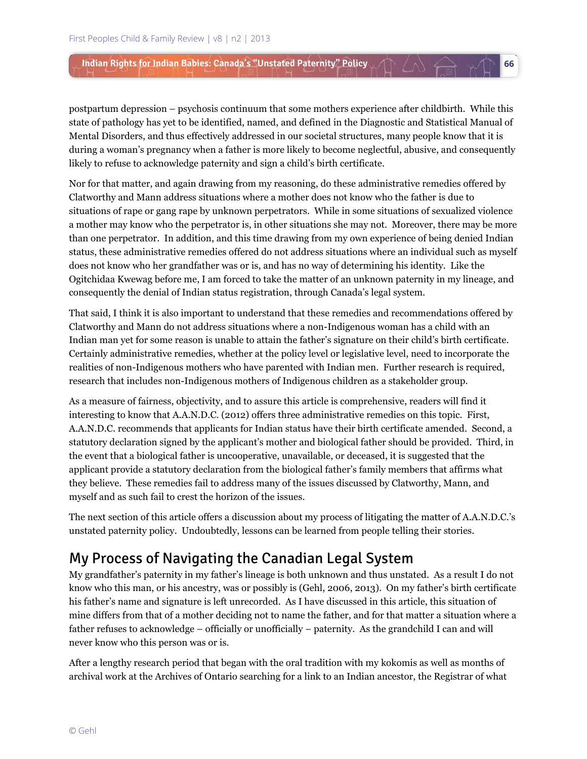postpartum depression – psychosis continuum that some mothers experience after childbirth. While this state of pathology has yet to be identified, named, and defined in the Diagnostic and Statistical Manual of Mental Disorders, and thus effectively addressed in our societal structures, many people know that it is during a woman's pregnancy when a father is more likely to become neglectful, abusive, and consequently likely to refuse to acknowledge paternity and sign a child's birth certificate.

Nor for that matter, and again drawing from my reasoning, do these administrative remedies offered by Clatworthy and Mann address situations where a mother does not know who the father is due to situations of rape or gang rape by unknown perpetrators. While in some situations of sexualized violence a mother may know who the perpetrator is, in other situations she may not. Moreover, there may be more than one perpetrator. In addition, and this time drawing from my own experience of being denied Indian status, these administrative remedies offered do not address situations where an individual such as myself does not know who her grandfather was or is, and has no way of determining his identity. Like the Ogitchidaa Kwewag before me, I am forced to take the matter of an unknown paternity in my lineage, and consequently the denial of Indian status registration, through Canada's legal system.

That said, I think it is also important to understand that these remedies and recommendations offered by Clatworthy and Mann do not address situations where a non-Indigenous woman has a child with an Indian man yet for some reason is unable to attain the father's signature on their child's birth certificate. Certainly administrative remedies, whether at the policy level or legislative level, need to incorporate the realities of non-Indigenous mothers who have parented with Indian men. Further research is required, research that includes non-Indigenous mothers of Indigenous children as a stakeholder group.

As a measure of fairness, objectivity, and to assure this article is comprehensive, readers will find it interesting to know that A.A.N.D.C. (2012) offers three administrative remedies on this topic. First, A.A.N.D.C. recommends that applicants for Indian status have their birth certificate amended. Second, a statutory declaration signed by the applicant's mother and biological father should be provided. Third, in the event that a biological father is uncooperative, unavailable, or deceased, it is suggested that the applicant provide a statutory declaration from the biological father's family members that affirms what they believe. These remedies fail to address many of the issues discussed by Clatworthy, Mann, and myself and as such fail to crest the horizon of the issues.

The next section of this article offers a discussion about my process of litigating the matter of A.A.N.D.C.'s unstated paternity policy. Undoubtedly, lessons can be learned from people telling their stories.

## My Process of Navigating the Canadian Legal System

My grandfather's paternity in my father's lineage is both unknown and thus unstated. As a result I do not know who this man, or his ancestry, was or possibly is (Gehl, 2006, 2013). On my father's birth certificate his father's name and signature is left unrecorded. As I have discussed in this article, this situation of mine differs from that of a mother deciding not to name the father, and for that matter a situation where a father refuses to acknowledge – officially or unofficially – paternity. As the grandchild I can and will never know who this person was or is.

After a lengthy research period that began with the oral tradition with my kokomis as well as months of archival work at the Archives of Ontario searching for a link to an Indian ancestor, the Registrar of what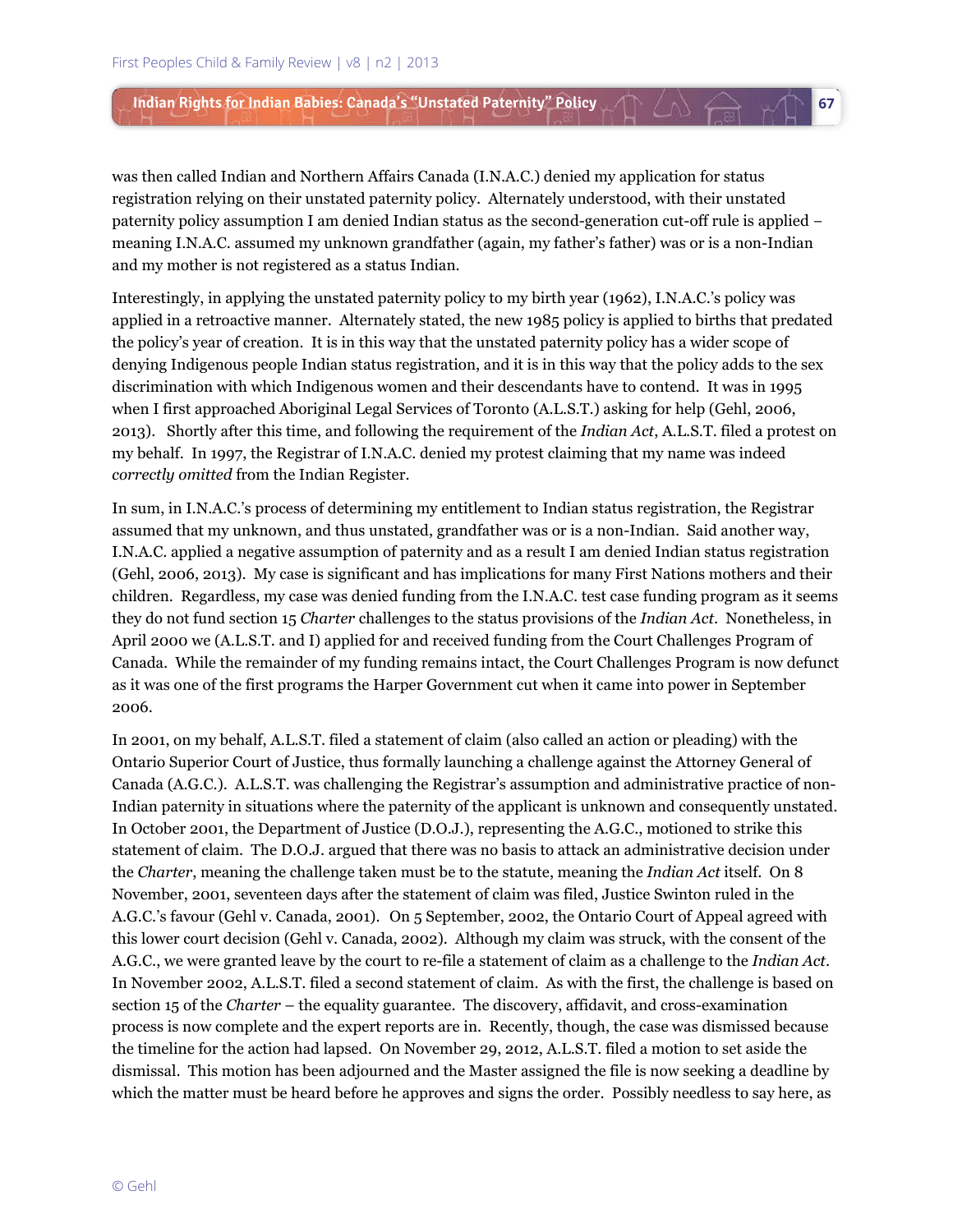was then called Indian and Northern Affairs Canada (I.N.A.C.) denied my application for status registration relying on their unstated paternity policy. Alternately understood, with their unstated paternity policy assumption I am denied Indian status as the second-generation cut-off rule is applied – meaning I.N.A.C. assumed my unknown grandfather (again, my father's father) was or is a non-Indian and my mother is not registered as a status Indian.

Interestingly, in applying the unstated paternity policy to my birth year (1962), I.N.A.C.'s policy was applied in a retroactive manner. Alternately stated, the new 1985 policy is applied to births that predated the policy's year of creation. It is in this way that the unstated paternity policy has a wider scope of denying Indigenous people Indian status registration, and it is in this way that the policy adds to the sex discrimination with which Indigenous women and their descendants have to contend. It was in 1995 when I first approached Aboriginal Legal Services of Toronto (A.L.S.T.) asking for help (Gehl, 2006, 2013). Shortly after this time, and following the requirement of the *Indian Act*, A.L.S.T. filed a protest on my behalf. In 1997, the Registrar of I.N.A.C. denied my protest claiming that my name was indeed *correctly omitted* from the Indian Register.

In sum, in I.N.A.C.'s process of determining my entitlement to Indian status registration, the Registrar assumed that my unknown, and thus unstated, grandfather was or is a non-Indian. Said another way, I.N.A.C. applied a negative assumption of paternity and as a result I am denied Indian status registration (Gehl, 2006, 2013). My case is significant and has implications for many First Nations mothers and their children. Regardless, my case was denied funding from the I.N.A.C. test case funding program as it seems they do not fund section 15 *Charter* challenges to the status provisions of the *Indian Act*. Nonetheless, in April 2000 we (A.L.S.T. and I) applied for and received funding from the Court Challenges Program of Canada. While the remainder of my funding remains intact, the Court Challenges Program is now defunct as it was one of the first programs the Harper Government cut when it came into power in September 2006.

In 2001, on my behalf, A.L.S.T. filed a statement of claim (also called an action or pleading) with the Ontario Superior Court of Justice, thus formally launching a challenge against the Attorney General of Canada (A.G.C.). A.L.S.T. was challenging the Registrar's assumption and administrative practice of non-Indian paternity in situations where the paternity of the applicant is unknown and consequently unstated. In October 2001, the Department of Justice (D.O.J.), representing the A.G.C., motioned to strike this statement of claim. The D.O.J. argued that there was no basis to attack an administrative decision under the *Charter*, meaning the challenge taken must be to the statute, meaning the *Indian Act* itself. On 8 November, 2001, seventeen days after the statement of claim was filed, Justice Swinton ruled in the A.G.C.'s favour (Gehl v. Canada, 2001). On 5 September, 2002, the Ontario Court of Appeal agreed with this lower court decision (Gehl v. Canada, 2002). Although my claim was struck, with the consent of the A.G.C., we were granted leave by the court to re-file a statement of claim as a challenge to the *Indian Act*. In November 2002, A.L.S.T. filed a second statement of claim. As with the first, the challenge is based on section 15 of the *Charter* – the equality guarantee. The discovery, affidavit, and cross-examination process is now complete and the expert reports are in. Recently, though, the case was dismissed because the timeline for the action had lapsed. On November 29, 2012, A.L.S.T. filed a motion to set aside the dismissal. This motion has been adjourned and the Master assigned the file is now seeking a deadline by which the matter must be heard before he approves and signs the order. Possibly needless to say here, as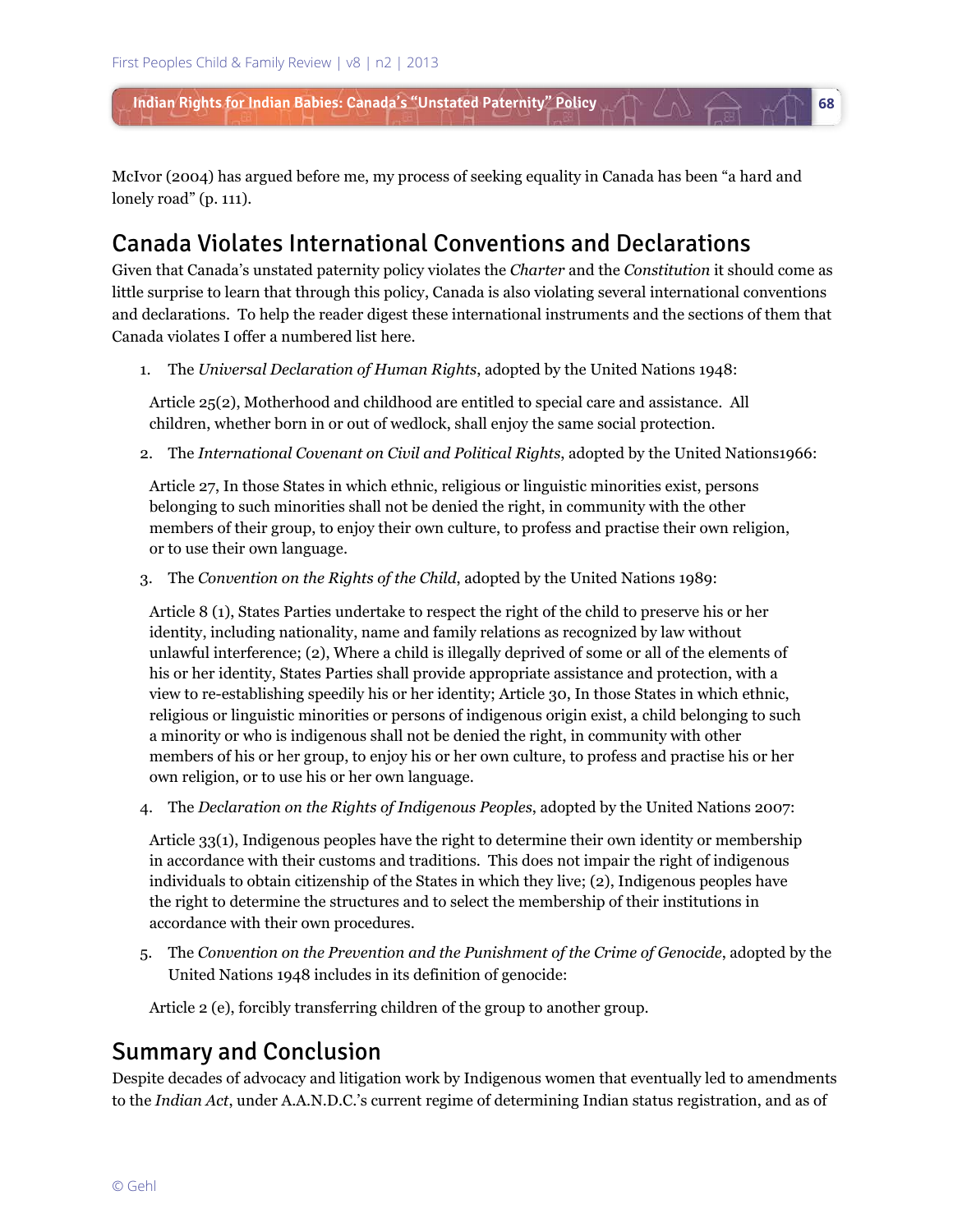McIvor (2004) has argued before me, my process of seeking equality in Canada has been "a hard and lonely road" (p. 111).

## Canada Violates International Conventions and Declarations

Given that Canada's unstated paternity policy violates the *Charter* and the *Constitution* it should come as little surprise to learn that through this policy, Canada is also violating several international conventions and declarations. To help the reader digest these international instruments and the sections of them that Canada violates I offer a numbered list here.

1. The *Universal Declaration of Human Rights*, adopted by the United Nations 1948:

   Article 25(2), Motherhood and childhood are entitled to special care and assistance. All children, whether born in or out of wedlock, shall enjoy the same social protection.

2. The *International Covenant on Civil and Political Rights*, adopted by the United Nations1966:

   Article 27, In those States in which ethnic, religious or linguistic minorities exist, persons belonging to such minorities shall not be denied the right, in community with the other members of their group, to enjoy their own culture, to profess and practise their own religion, or to use their own language.

3. The *Convention on the Rights of the Child*, adopted by the United Nations 1989:

   Article 8 (1), States Parties undertake to respect the right of the child to preserve his or her identity, including nationality, name and family relations as recognized by law without unlawful interference; (2), Where a child is illegally deprived of some or all of the elements of his or her identity, States Parties shall provide appropriate assistance and protection, with a view to re-establishing speedily his or her identity; Article 30, In those States in which ethnic, religious or linguistic minorities or persons of indigenous origin exist, a child belonging to such a minority or who is indigenous shall not be denied the right, in community with other members of his or her group, to enjoy his or her own culture, to profess and practise his or her own religion, or to use his or her own language.

4. The *Declaration on the Rights of Indigenous Peoples*, adopted by the United Nations 2007:

   Article 33(1), Indigenous peoples have the right to determine their own identity or membership in accordance with their customs and traditions. This does not impair the right of indigenous individuals to obtain citizenship of the States in which they live; (2), Indigenous peoples have the right to determine the structures and to select the membership of their institutions in accordance with their own procedures.

5. The *Convention on the Prevention and the Punishment of the Crime of Genocide*, adopted by the United Nations 1948 includes in its definition of genocide:

   Article 2 (e), forcibly transferring children of the group to another group.

## Summary and Conclusion

Despite decades of advocacy and litigation work by Indigenous women that eventually led to amendments to the *Indian Act*, under A.A.N.D.C.'s current regime of determining Indian status registration, and as of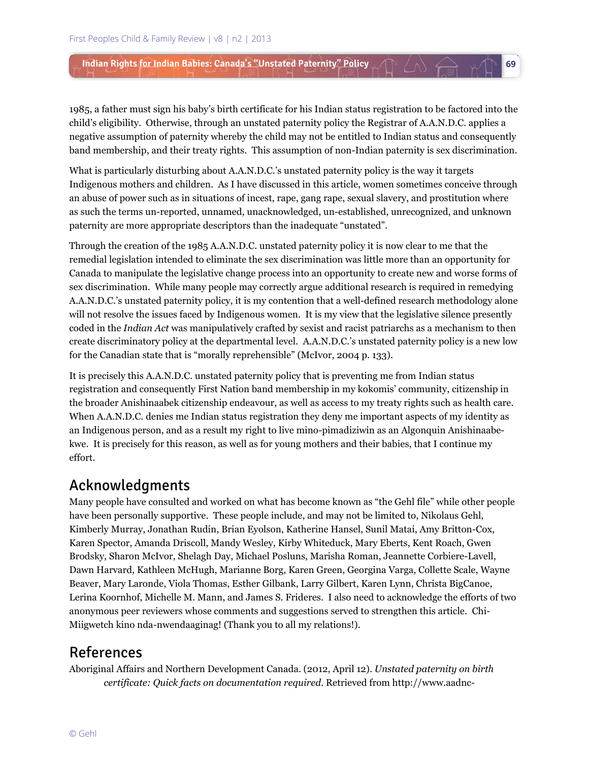1985, a father must sign his baby's birth certificate for his Indian status registration to be factored into the child's eligibility. Otherwise, through an unstated paternity policy the Registrar of A.A.N.D.C. applies a negative assumption of paternity whereby the child may not be entitled to Indian status and consequently band membership, and their treaty rights. This assumption of non-Indian paternity is sex discrimination.

What is particularly disturbing about A.A.N.D.C.'s unstated paternity policy is the way it targets Indigenous mothers and children. As I have discussed in this article, women sometimes conceive through an abuse of power such as in situations of incest, rape, gang rape, sexual slavery, and prostitution where as such the terms un-reported, unnamed, unacknowledged, un-established, unrecognized, and unknown paternity are more appropriate descriptors than the inadequate "unstated".

Through the creation of the 1985 A.A.N.D.C. unstated paternity policy it is now clear to me that the remedial legislation intended to eliminate the sex discrimination was little more than an opportunity for Canada to manipulate the legislative change process into an opportunity to create new and worse forms of sex discrimination. While many people may correctly argue additional research is required in remedying A.A.N.D.C.'s unstated paternity policy, it is my contention that a well-defined research methodology alone will not resolve the issues faced by Indigenous women. It is my view that the legislative silence presently coded in the *Indian Act* was manipulatively crafted by sexist and racist patriarchs as a mechanism to then create discriminatory policy at the departmental level. A.A.N.D.C.'s unstated paternity policy is a new low for the Canadian state that is "morally reprehensible" (McIvor, 2004 p. 133).

It is precisely this A.A.N.D.C. unstated paternity policy that is preventing me from Indian status registration and consequently First Nation band membership in my kokomis' community, citizenship in the broader Anishinaabek citizenship endeavour, as well as access to my treaty rights such as health care. When A.A.N.D.C. denies me Indian status registration they deny me important aspects of my identity as an Indigenous person, and as a result my right to live mino-pimadiziwin as an Algonquin Anishinaabe-kwe. It is precisely for this reason, as well as for young mothers and their babies, that I continue my effort.

## Acknowledgments

Many people have consulted and worked on what has become known as "the Gehl file" while other people have been personally supportive. These people include, and may not be limited to, Nikolaus Gehl, Kimberly Murray, Jonathan Rudin, Brian Eyolson, Katherine Hansel, Sunil Matai, Amy Britton-Cox, Karen Spector, Amanda Driscoll, Mandy Wesley, Kirby Whiteduck, Mary Eberts, Kent Roach, Gwen Brodsky, Sharon McIvor, Shelagh Day, Michael Posluns, Marisha Roman, Jeannette Corbiere-Lavell, Dawn Harvard, Kathleen McHugh, Marianne Borg, Karen Green, Georgina Varga, Collette Scale, Wayne Beaver, Mary Laronde, Viola Thomas, Esther Gilbank, Larry Gilbert, Karen Lynn, Christa BigCanoe, Lerina Koornhof, Michelle M. Mann, and James S. Frideres. I also need to acknowledge the efforts of two anonymous peer reviewers whose comments and suggestions served to strengthen this article. Chi-Miigwetch kino nda-nwendaaginag! (Thank you to all my relations!).

## References

Aboriginal Affairs and Northern Development Canada. (2012, April 12). *Unstated paternity on birth certificate: Quick facts on documentation required.* Retrieved from http://www.aadnc-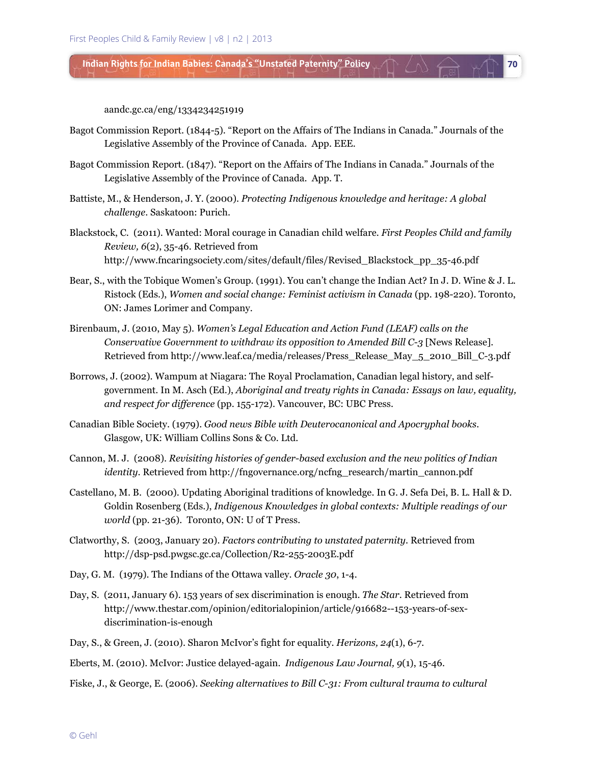aandc.gc.ca/eng/1334234251919

Bagot Commission Report. (1844-5). "Report on the Affairs of The Indians in Canada." Journals of the Legislative Assembly of the Province of Canada. App. EEE.

Bagot Commission Report. (1847). "Report on the Affairs of The Indians in Canada." Journals of the Legislative Assembly of the Province of Canada. App. T.

Battiste, M., & Henderson, J. Y. (2000). *Protecting Indigenous knowledge and heritage: A global challenge*. Saskatoon: Purich.

Blackstock, C. (2011). Wanted: Moral courage in Canadian child welfare. *First Peoples Child and family Review, 6*(2), 35-46. Retrieved from http://www.fncaringsociety.com/sites/default/files/Revised_Blackstock_pp_35-46.pdf

Bear, S., with the Tobique Women's Group. (1991). You can't change the Indian Act? In J. D. Wine & J. L. Ristock (Eds.), *Women and social change: Feminist activism in Canada* (pp. 198-220). Toronto, ON: James Lorimer and Company.

Birenbaum, J. (2010, May 5). *Women's Legal Education and Action Fund (LEAF) calls on the Conservative Government to withdraw its opposition to Amended Bill C-3* [News Release]. Retrieved from http://www.leaf.ca/media/releases/Press_Release_May_5_2010_Bill_C-3.pdf

Borrows, J. (2002). Wampum at Niagara: The Royal Proclamation, Canadian legal history, and self-government. In M. Asch (Ed.), *Aboriginal and treaty rights in Canada: Essays on law, equality, and respect for difference* (pp. 155-172). Vancouver, BC: UBC Press.

Canadian Bible Society. (1979). *Good news Bible with Deuterocanonical and Apocryphal books*. Glasgow, UK: William Collins Sons & Co. Ltd.

Cannon, M. J. (2008). *Revisiting histories of gender-based exclusion and the new politics of Indian identity*. Retrieved from http://fngovernance.org/ncfng_research/martin_cannon.pdf

Castellano, M. B. (2000). Updating Aboriginal traditions of knowledge. In G. J. Sefa Dei, B. L. Hall & D. Goldin Rosenberg (Eds.), *Indigenous Knowledges in global contexts: Multiple readings of our world* (pp. 21-36). Toronto, ON: U of T Press.

Clatworthy, S. (2003, January 20). *Factors contributing to unstated paternity*. Retrieved from http://dsp-psd.pwgsc.gc.ca/Collection/R2-255-2003E.pdf

Day, G. M. (1979). The Indians of the Ottawa valley. *Oracle 30*, 1-4.

Day, S. (2011, January 6). 153 years of sex discrimination is enough. *The Star*. Retrieved from http://www.thestar.com/opinion/editorialopinion/article/916682--153-years-of-sex-discrimination-is-enough

Day, S., & Green, J. (2010). Sharon McIvor's fight for equality. *Herizons, 24*(1), 6-7.

Eberts, M. (2010). McIvor: Justice delayed-again. *Indigenous Law Journal, 9*(1), 15-46.

Fiske, J., & George, E. (2006). *Seeking alternatives to Bill C-31: From cultural trauma to cultural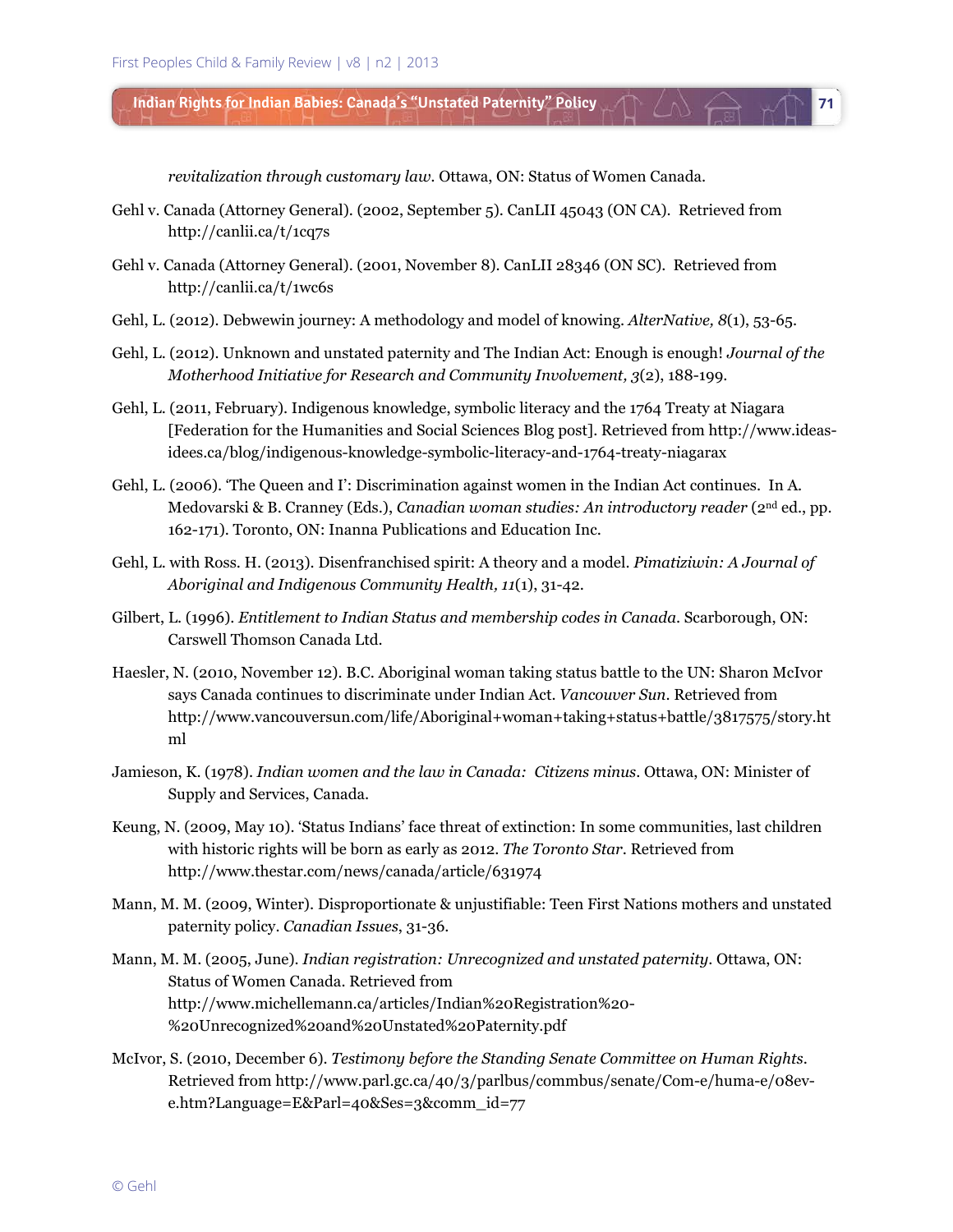*revitalization through customary law*. Ottawa, ON: Status of Women Canada.

Gehl v. Canada (Attorney General). (2002, September 5). CanLII 45043 (ON CA). Retrieved from http://canlii.ca/t/1cq7s

Gehl v. Canada (Attorney General). (2001, November 8). CanLII 28346 (ON SC). Retrieved from http://canlii.ca/t/1wc6s

Gehl, L. (2012). Debwewin journey: A methodology and model of knowing. *AlterNative, 8*(1), 53-65.

Gehl, L. (2012). Unknown and unstated paternity and The Indian Act: Enough is enough! *Journal of the Motherhood Initiative for Research and Community Involvement, 3*(2), 188-199.

Gehl, L. (2011, February). Indigenous knowledge, symbolic literacy and the 1764 Treaty at Niagara [Federation for the Humanities and Social Sciences Blog post]. Retrieved from http://www.ideas-idees.ca/blog/indigenous-knowledge-symbolic-literacy-and-1764-treaty-niagarax

Gehl, L. (2006). 'The Queen and I': Discrimination against women in the Indian Act continues. In A. Medovarski & B. Cranney (Eds.), *Canadian woman studies: An introductory reader* (2nd ed., pp. 162-171). Toronto, ON: Inanna Publications and Education Inc.

Gehl, L. with Ross. H. (2013). Disenfranchised spirit: A theory and a model. *Pimatiziwin: A Journal of Aboriginal and Indigenous Community Health, 11*(1), 31-42.

Gilbert, L. (1996). *Entitlement to Indian Status and membership codes in Canada*. Scarborough, ON: Carswell Thomson Canada Ltd.

Haesler, N. (2010, November 12). B.C. Aboriginal woman taking status battle to the UN: Sharon McIvor says Canada continues to discriminate under Indian Act. *Vancouver Sun*. Retrieved from http://www.vancouversun.com/life/Aboriginal+woman+taking+status+battle/3817575/story.html

Jamieson, K. (1978). *Indian women and the law in Canada: Citizens minus*. Ottawa, ON: Minister of Supply and Services, Canada.

Keung, N. (2009, May 10). 'Status Indians' face threat of extinction: In some communities, last children with historic rights will be born as early as 2012. *The Toronto Star*. Retrieved from http://www.thestar.com/news/canada/article/631974

Mann, M. M. (2009, Winter). Disproportionate & unjustifiable: Teen First Nations mothers and unstated paternity policy. *Canadian Issues*, 31-36.

Mann, M. M. (2005, June). *Indian registration: Unrecognized and unstated paternity*. Ottawa, ON: Status of Women Canada. Retrieved from http://www.michellemann.ca/articles/Indian%20Registration%20-%20Unrecognized%20and%20Unstated%20Paternity.pdf

McIvor, S. (2010, December 6). *Testimony before the Standing Senate Committee on Human Rights*. Retrieved from http://www.parl.gc.ca/40/3/parlbus/commbus/senate/Com-e/huma-e/08ev-e.htm?Language=E&Parl=40&Ses=3&comm_id=77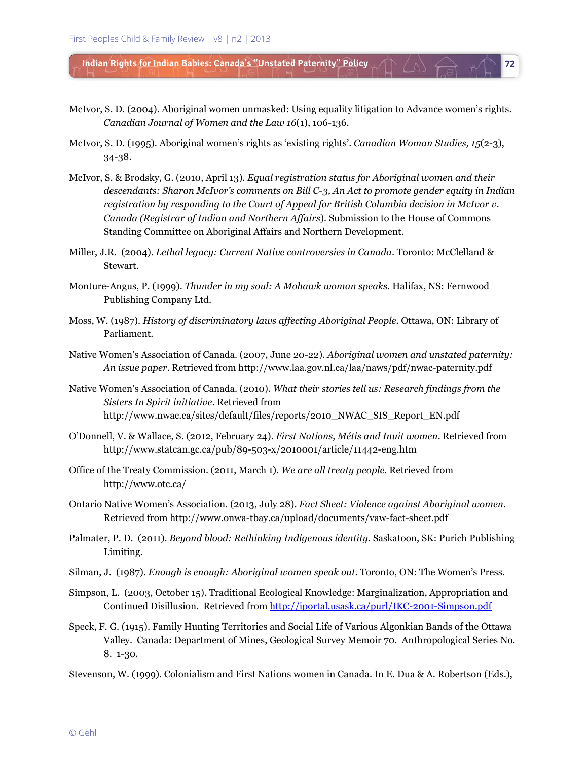McIvor, S. D. (2004). Aboriginal women unmasked: Using equality litigation to Advance women's rights. *Canadian Journal of Women and the Law 16*(1), 106-136.

McIvor, S. D. (1995). Aboriginal women's rights as 'existing rights'. *Canadian Woman Studies, 15*(2-3), 34-38.

McIvor, S. & Brodsky, G. (2010, April 13). *Equal registration status for Aboriginal women and their descendants: Sharon McIvor's comments on Bill C-3, An Act to promote gender equity in Indian registration by responding to the Court of Appeal for British Columbia decision in McIvor v. Canada (Registrar of Indian and Northern Affairs)*. Submission to the House of Commons Standing Committee on Aboriginal Affairs and Northern Development.

Miller, J.R. (2004). *Lethal legacy: Current Native controversies in Canada*. Toronto: McClelland & Stewart.

Monture-Angus, P. (1999). *Thunder in my soul: A Mohawk woman speaks*. Halifax, NS: Fernwood Publishing Company Ltd.

Moss, W. (1987). *History of discriminatory laws affecting Aboriginal People*. Ottawa, ON: Library of Parliament.

Native Women's Association of Canada. (2007, June 20-22). *Aboriginal women and unstated paternity: An issue paper*. Retrieved from http://www.laa.gov.nl.ca/laa/naws/pdf/nwac-paternity.pdf

Native Women's Association of Canada. (2010). *What their stories tell us: Research findings from the Sisters In Spirit initiative*. Retrieved from http://www.nwac.ca/sites/default/files/reports/2010_NWAC_SIS_Report_EN.pdf

O'Donnell, V. & Wallace, S. (2012, February 24). *First Nations, Métis and Inuit women*. Retrieved from http://www.statcan.gc.ca/pub/89-503-x/2010001/article/11442-eng.htm

Office of the Treaty Commission. (2011, March 1). *We are all treaty people*. Retrieved from http://www.otc.ca/

Ontario Native Women's Association. (2013, July 28). *Fact Sheet: Violence against Aboriginal women*. Retrieved from http://www.onwa-tbay.ca/upload/documents/vaw-fact-sheet.pdf

Palmater, P. D. (2011). *Beyond blood: Rethinking Indigenous identity*. Saskatoon, SK: Purich Publishing Limiting.

Silman, J. (1987). *Enough is enough: Aboriginal women speak out*. Toronto, ON: The Women's Press.

Simpson, L. (2003, October 15). Traditional Ecological Knowledge: Marginalization, Appropriation and Continued Disillusion. Retrieved from http://iportal.usask.ca/purl/IKC-2001-Simpson.pdf

Speck, F. G. (1915). Family Hunting Territories and Social Life of Various Algonkian Bands of the Ottawa Valley. Canada: Department of Mines, Geological Survey Memoir 70. Anthropological Series No. 8. 1-30.

Stevenson, W. (1999). Colonialism and First Nations women in Canada. In E. Dua & A. Robertson (Eds.),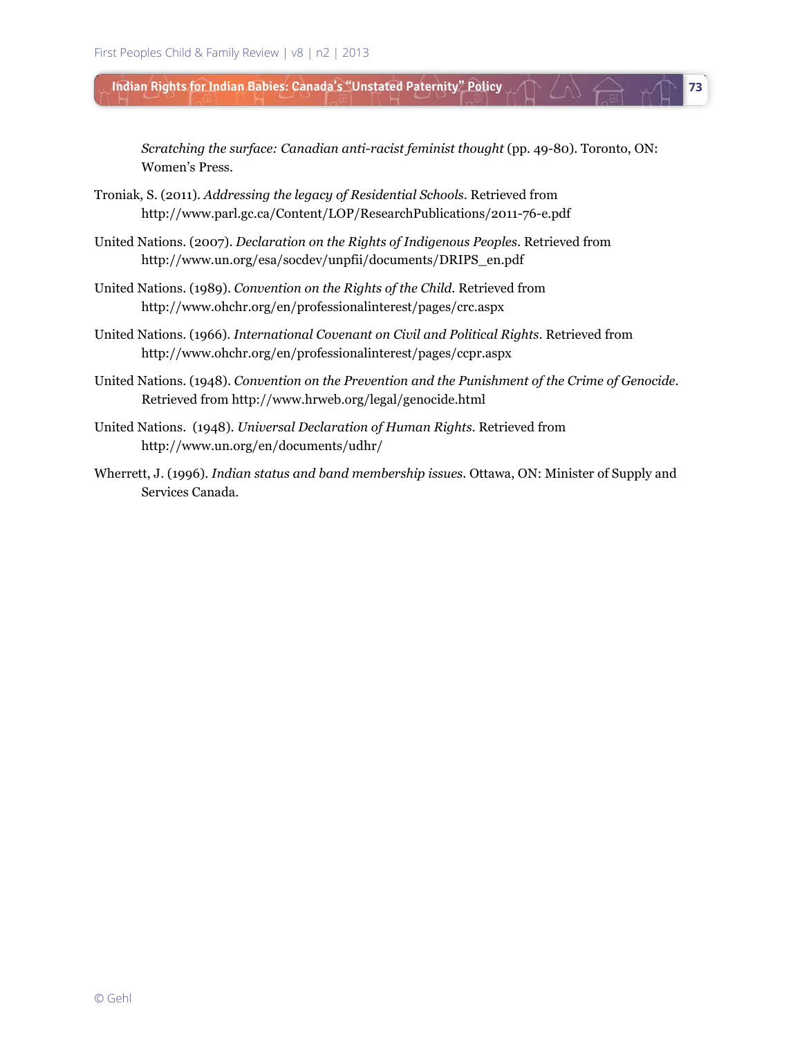*Scratching the surface: Canadian anti-racist feminist thought* (pp. 49-80). Toronto, ON: Women's Press.

Troniak, S. (2011). *Addressing the legacy of Residential Schools*. Retrieved from http://www.parl.gc.ca/Content/LOP/ResearchPublications/2011-76-e.pdf

United Nations. (2007). *Declaration on the Rights of Indigenous Peoples*. Retrieved from http://www.un.org/esa/socdev/unpfii/documents/DRIPS_en.pdf

United Nations. (1989). *Convention on the Rights of the Child*. Retrieved from http://www.ohchr.org/en/professionalinterest/pages/crc.aspx

United Nations. (1966). *International Covenant on Civil and Political Rights*. Retrieved from http://www.ohchr.org/en/professionalinterest/pages/ccpr.aspx

United Nations. (1948). *Convention on the Prevention and the Punishment of the Crime of Genocide*. Retrieved from http://www.hrweb.org/legal/genocide.html

United Nations. (1948). *Universal Declaration of Human Rights*. Retrieved from http://www.un.org/en/documents/udhr/

Wherrett, J. (1996). *Indian status and band membership issues*. Ottawa, ON: Minister of Supply and Services Canada.